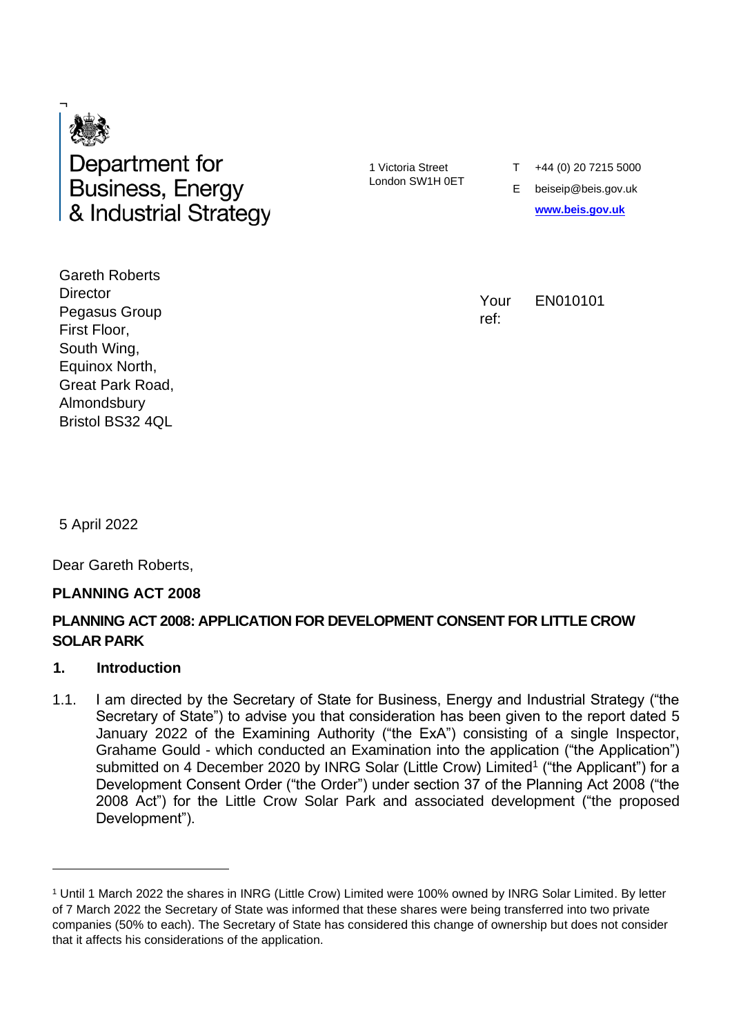Department for Business, Energy & Industrial Strategy

1 Victoria Street
London SW1H 0ET

T +44 (0) 20 7215 5000
E beiseip@beis.gov.uk
www.beis.gov.uk

Gareth Roberts
Director
Pegasus Group
First Floor,
South Wing,
Equinox North,
Great Park Road,
Almondsbury
Bristol BS32 4QL

Your ref: EN010101

5 April 2022

Dear Gareth Roberts,

**PLANNING ACT 2008**

**PLANNING ACT 2008: APPLICATION FOR DEVELOPMENT CONSENT FOR LITTLE CROW SOLAR PARK**

## 1. Introduction

1.1. I am directed by the Secretary of State for Business, Energy and Industrial Strategy ("the Secretary of State") to advise you that consideration has been given to the report dated 5 January 2022 of the Examining Authority ("the ExA") consisting of a single Inspector, Grahame Gould - which conducted an Examination into the application ("the Application") submitted on 4 December 2020 by INRG Solar (Little Crow) Limited[1] ("the Applicant") for a Development Consent Order ("the Order") under section 37 of the Planning Act 2008 ("the 2008 Act") for the Little Crow Solar Park and associated development ("the proposed Development").

---

[1] Until 1 March 2022 the shares in INRG (Little Crow) Limited were 100% owned by INRG Solar Limited. By letter of 7 March 2022 the Secretary of State was informed that these shares were being transferred into two private companies (50% to each). The Secretary of State has considered this change of ownership but does not consider that it affects his considerations of the application.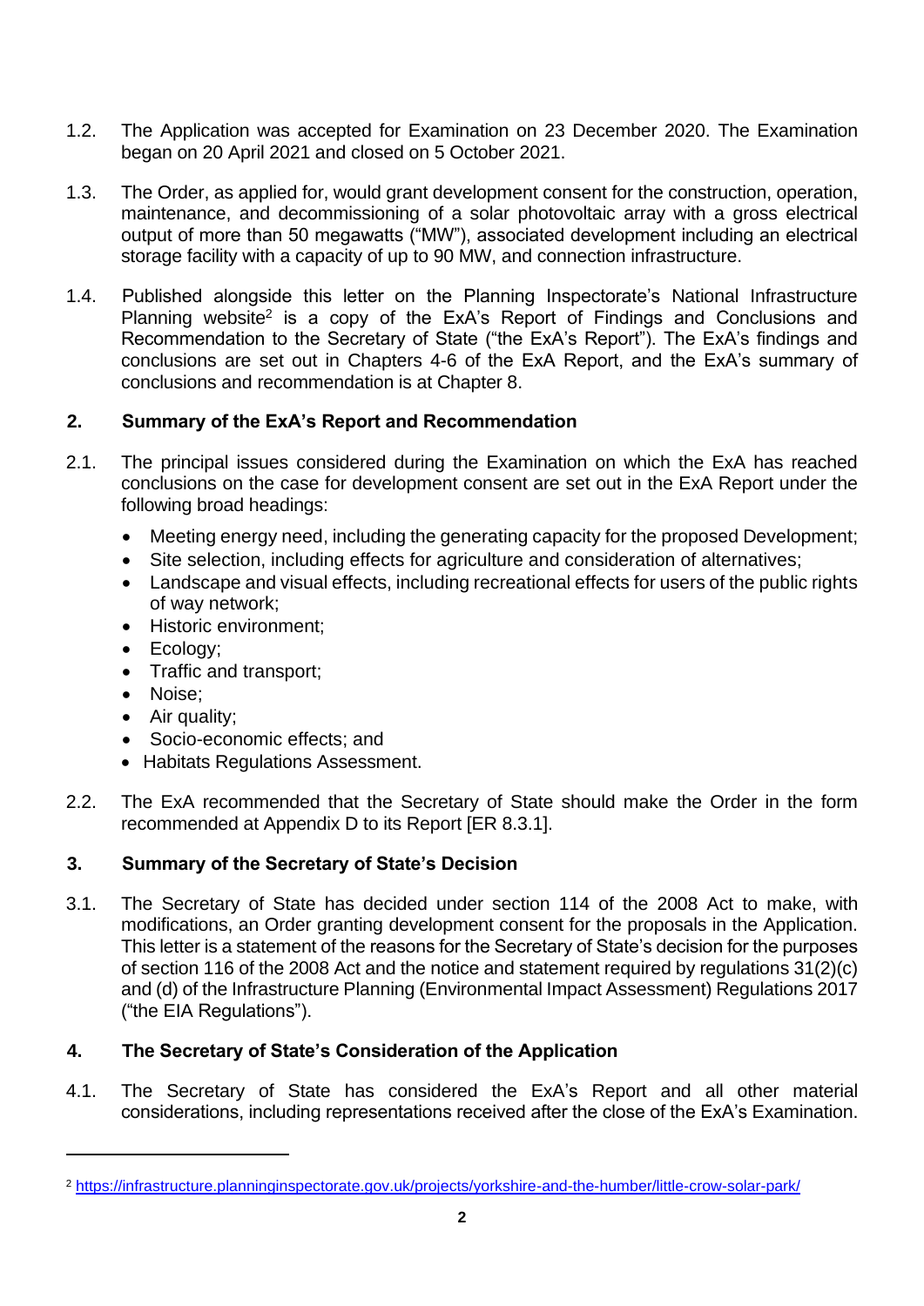1.2. The Application was accepted for Examination on 23 December 2020. The Examination began on 20 April 2021 and closed on 5 October 2021.

1.3. The Order, as applied for, would grant development consent for the construction, operation, maintenance, and decommissioning of a solar photovoltaic array with a gross electrical output of more than 50 megawatts ("MW"), associated development including an electrical storage facility with a capacity of up to 90 MW, and connection infrastructure.

1.4. Published alongside this letter on the Planning Inspectorate's National Infrastructure Planning website[2] is a copy of the ExA's Report of Findings and Conclusions and Recommendation to the Secretary of State ("the ExA's Report"). The ExA's findings and conclusions are set out in Chapters 4-6 of the ExA Report, and the ExA's summary of conclusions and recommendation is at Chapter 8.

## 2. Summary of the ExA's Report and Recommendation

2.1. The principal issues considered during the Examination on which the ExA has reached conclusions on the case for development consent are set out in the ExA Report under the following broad headings:

- Meeting energy need, including the generating capacity for the proposed Development;
- Site selection, including effects for agriculture and consideration of alternatives;
- Landscape and visual effects, including recreational effects for users of the public rights of way network;
- Historic environment;
- Ecology;
- Traffic and transport;
- Noise;
- Air quality;
- Socio-economic effects; and
- Habitats Regulations Assessment.

2.2. The ExA recommended that the Secretary of State should make the Order in the form recommended at Appendix D to its Report [ER 8.3.1].

## 3. Summary of the Secretary of State's Decision

3.1. The Secretary of State has decided under section 114 of the 2008 Act to make, with modifications, an Order granting development consent for the proposals in the Application. This letter is a statement of the reasons for the Secretary of State's decision for the purposes of section 116 of the 2008 Act and the notice and statement required by regulations 31(2)(c) and (d) of the Infrastructure Planning (Environmental Impact Assessment) Regulations 2017 ("the EIA Regulations").

## 4. The Secretary of State's Consideration of the Application

4.1. The Secretary of State has considered the ExA's Report and all other material considerations, including representations received after the close of the ExA's Examination.

---

[2] https://infrastructure.planninginspectorate.gov.uk/projects/yorkshire-and-the-humber/little-crow-solar-park/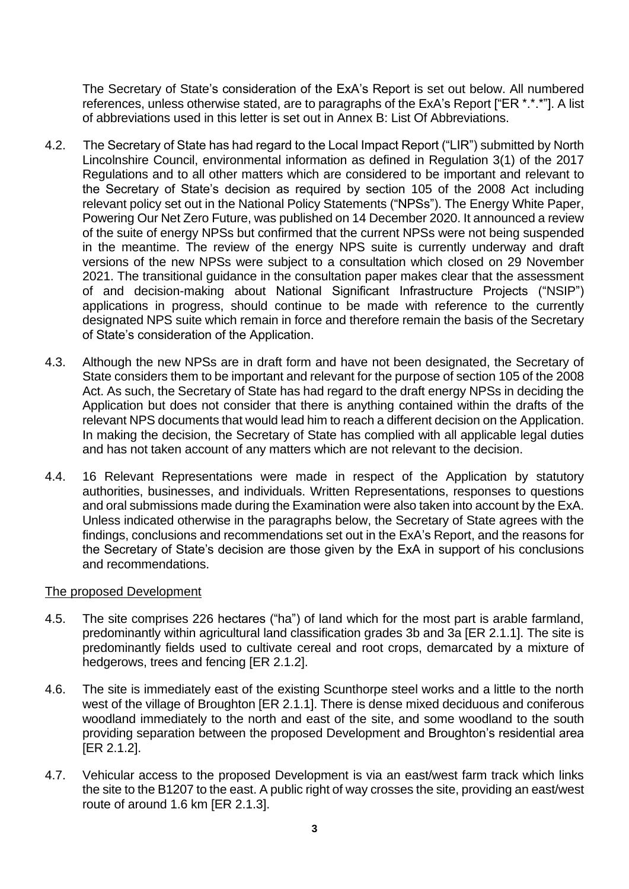The Secretary of State's consideration of the ExA's Report is set out below. All numbered references, unless otherwise stated, are to paragraphs of the ExA's Report ["ER *.*.*"]. A list of abbreviations used in this letter is set out in Annex B: List Of Abbreviations.

4.2. The Secretary of State has had regard to the Local Impact Report ("LIR") submitted by North Lincolnshire Council, environmental information as defined in Regulation 3(1) of the 2017 Regulations and to all other matters which are considered to be important and relevant to the Secretary of State's decision as required by section 105 of the 2008 Act including relevant policy set out in the National Policy Statements ("NPSs"). The Energy White Paper, Powering Our Net Zero Future, was published on 14 December 2020. It announced a review of the suite of energy NPSs but confirmed that the current NPSs were not being suspended in the meantime. The review of the energy NPS suite is currently underway and draft versions of the new NPSs were subject to a consultation which closed on 29 November 2021. The transitional guidance in the consultation paper makes clear that the assessment of and decision-making about National Significant Infrastructure Projects ("NSIP") applications in progress, should continue to be made with reference to the currently designated NPS suite which remain in force and therefore remain the basis of the Secretary of State's consideration of the Application.

4.3. Although the new NPSs are in draft form and have not been designated, the Secretary of State considers them to be important and relevant for the purpose of section 105 of the 2008 Act. As such, the Secretary of State has had regard to the draft energy NPSs in deciding the Application but does not consider that there is anything contained within the drafts of the relevant NPS documents that would lead him to reach a different decision on the Application. In making the decision, the Secretary of State has complied with all applicable legal duties and has not taken account of any matters which are not relevant to the decision.

4.4. 16 Relevant Representations were made in respect of the Application by statutory authorities, businesses, and individuals. Written Representations, responses to questions and oral submissions made during the Examination were also taken into account by the ExA. Unless indicated otherwise in the paragraphs below, the Secretary of State agrees with the findings, conclusions and recommendations set out in the ExA's Report, and the reasons for the Secretary of State's decision are those given by the ExA in support of his conclusions and recommendations.

## The proposed Development

4.5. The site comprises 226 hectares ("ha") of land which for the most part is arable farmland, predominantly within agricultural land classification grades 3b and 3a [ER 2.1.1]. The site is predominantly fields used to cultivate cereal and root crops, demarcated by a mixture of hedgerows, trees and fencing [ER 2.1.2].

4.6. The site is immediately east of the existing Scunthorpe steel works and a little to the north west of the village of Broughton [ER 2.1.1]. There is dense mixed deciduous and coniferous woodland immediately to the north and east of the site, and some woodland to the south providing separation between the proposed Development and Broughton's residential area [ER 2.1.2].

4.7. Vehicular access to the proposed Development is via an east/west farm track which links the site to the B1207 to the east. A public right of way crosses the site, providing an east/west route of around 1.6 km [ER 2.1.3].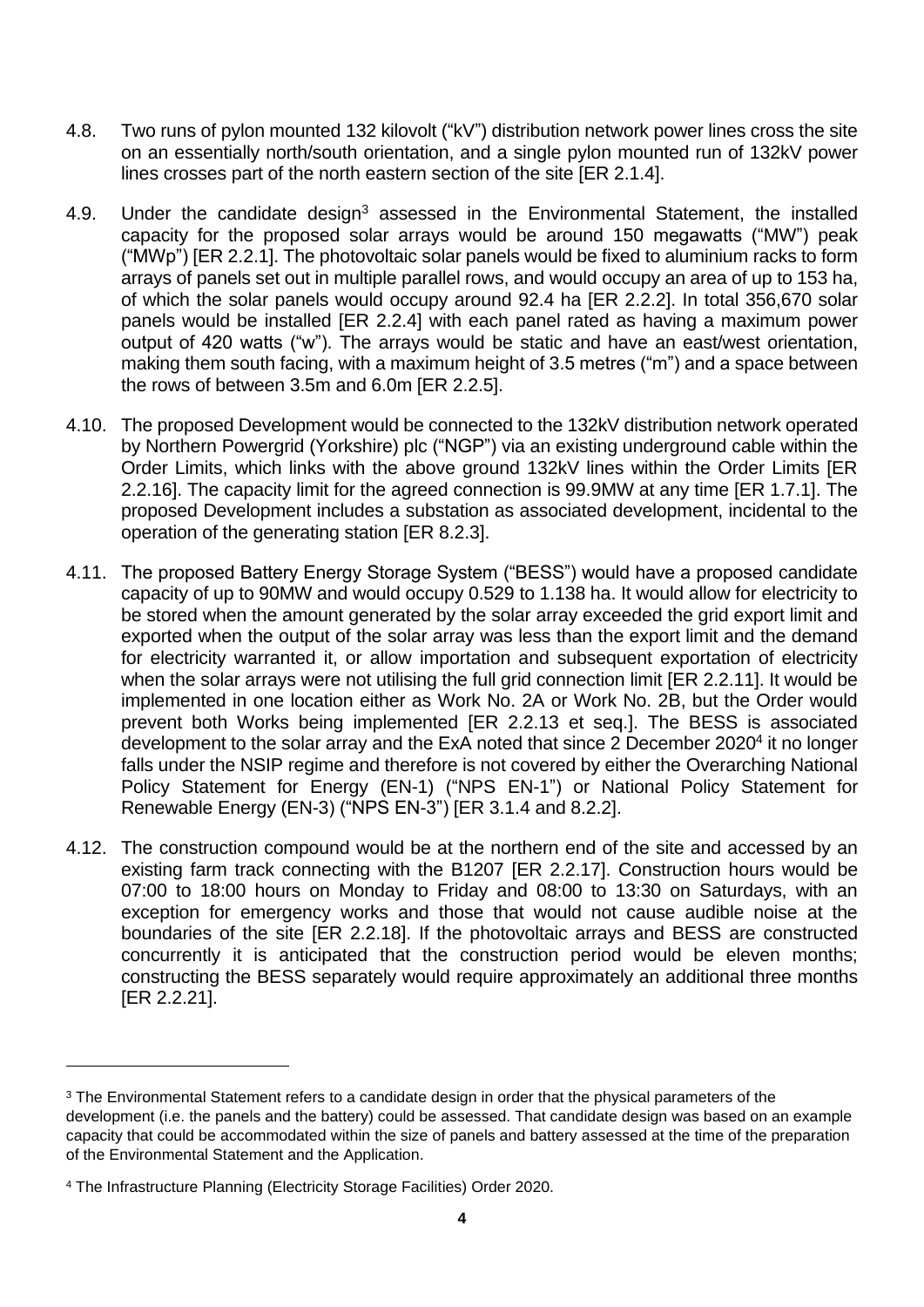4.8. Two runs of pylon mounted 132 kilovolt ("kV") distribution network power lines cross the site on an essentially north/south orientation, and a single pylon mounted run of 132kV power lines crosses part of the north eastern section of the site [ER 2.1.4].

4.9. Under the candidate design[3] assessed in the Environmental Statement, the installed capacity for the proposed solar arrays would be around 150 megawatts ("MW") peak ("MWp") [ER 2.2.1]. The photovoltaic solar panels would be fixed to aluminium racks to form arrays of panels set out in multiple parallel rows, and would occupy an area of up to 153 ha, of which the solar panels would occupy around 92.4 ha [ER 2.2.2]. In total 356,670 solar panels would be installed [ER 2.2.4] with each panel rated as having a maximum power output of 420 watts ("w"). The arrays would be static and have an east/west orientation, making them south facing, with a maximum height of 3.5 metres ("m") and a space between the rows of between 3.5m and 6.0m [ER 2.2.5].

4.10. The proposed Development would be connected to the 132kV distribution network operated by Northern Powergrid (Yorkshire) plc ("NGP") via an existing underground cable within the Order Limits, which links with the above ground 132kV lines within the Order Limits [ER 2.2.16]. The capacity limit for the agreed connection is 99.9MW at any time [ER 1.7.1]. The proposed Development includes a substation as associated development, incidental to the operation of the generating station [ER 8.2.3].

4.11. The proposed Battery Energy Storage System ("BESS") would have a proposed candidate capacity of up to 90MW and would occupy 0.529 to 1.138 ha. It would allow for electricity to be stored when the amount generated by the solar array exceeded the grid export limit and exported when the output of the solar array was less than the export limit and the demand for electricity warranted it, or allow importation and subsequent exportation of electricity when the solar arrays were not utilising the full grid connection limit [ER 2.2.11]. It would be implemented in one location either as Work No. 2A or Work No. 2B, but the Order would prevent both Works being implemented [ER 2.2.13 et seq.]. The BESS is associated development to the solar array and the ExA noted that since 2 December 2020[4] it no longer falls under the NSIP regime and therefore is not covered by either the Overarching National Policy Statement for Energy (EN-1) ("NPS EN-1") or National Policy Statement for Renewable Energy (EN-3) ("NPS EN-3") [ER 3.1.4 and 8.2.2].

4.12. The construction compound would be at the northern end of the site and accessed by an existing farm track connecting with the B1207 [ER 2.2.17]. Construction hours would be 07:00 to 18:00 hours on Monday to Friday and 08:00 to 13:30 on Saturdays, with an exception for emergency works and those that would not cause audible noise at the boundaries of the site [ER 2.2.18]. If the photovoltaic arrays and BESS are constructed concurrently it is anticipated that the construction period would be eleven months; constructing the BESS separately would require approximately an additional three months [ER 2.2.21].

---

[3] The Environmental Statement refers to a candidate design in order that the physical parameters of the development (i.e. the panels and the battery) could be assessed. That candidate design was based on an example capacity that could be accommodated within the size of panels and battery assessed at the time of the preparation of the Environmental Statement and the Application.

[4] The Infrastructure Planning (Electricity Storage Facilities) Order 2020.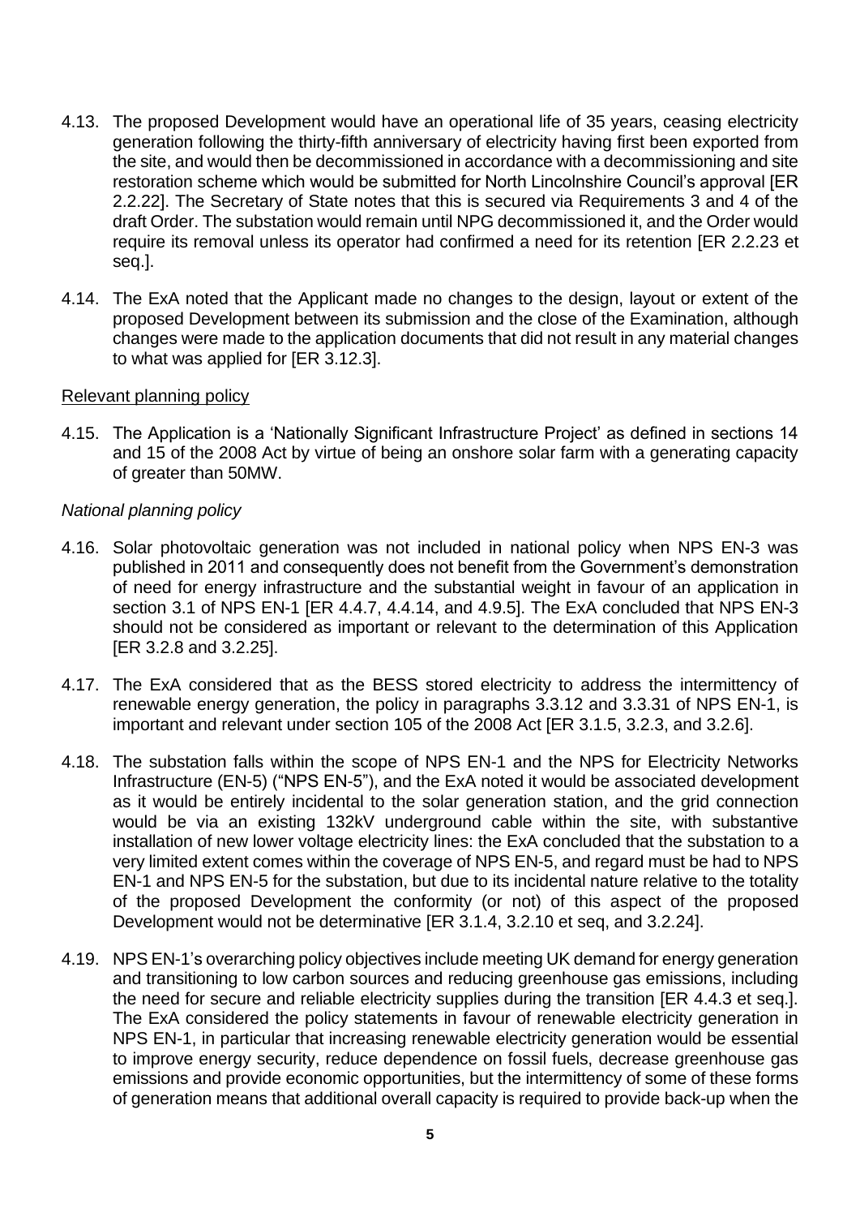4.13. The proposed Development would have an operational life of 35 years, ceasing electricity generation following the thirty-fifth anniversary of electricity having first been exported from the site, and would then be decommissioned in accordance with a decommissioning and site restoration scheme which would be submitted for North Lincolnshire Council's approval [ER 2.2.22]. The Secretary of State notes that this is secured via Requirements 3 and 4 of the draft Order. The substation would remain until NPG decommissioned it, and the Order would require its removal unless its operator had confirmed a need for its retention [ER 2.2.23 et seq.].

4.14. The ExA noted that the Applicant made no changes to the design, layout or extent of the proposed Development between its submission and the close of the Examination, although changes were made to the application documents that did not result in any material changes to what was applied for [ER 3.12.3].

## Relevant planning policy

4.15. The Application is a 'Nationally Significant Infrastructure Project' as defined in sections 14 and 15 of the 2008 Act by virtue of being an onshore solar farm with a generating capacity of greater than 50MW.

### *National planning policy*

4.16. Solar photovoltaic generation was not included in national policy when NPS EN-3 was published in 2011 and consequently does not benefit from the Government's demonstration of need for energy infrastructure and the substantial weight in favour of an application in section 3.1 of NPS EN-1 [ER 4.4.7, 4.4.14, and 4.9.5]. The ExA concluded that NPS EN-3 should not be considered as important or relevant to the determination of this Application [ER 3.2.8 and 3.2.25].

4.17. The ExA considered that as the BESS stored electricity to address the intermittency of renewable energy generation, the policy in paragraphs 3.3.12 and 3.3.31 of NPS EN-1, is important and relevant under section 105 of the 2008 Act [ER 3.1.5, 3.2.3, and 3.2.6].

4.18. The substation falls within the scope of NPS EN-1 and the NPS for Electricity Networks Infrastructure (EN-5) ("NPS EN-5"), and the ExA noted it would be associated development as it would be entirely incidental to the solar generation station, and the grid connection would be via an existing 132kV underground cable within the site, with substantive installation of new lower voltage electricity lines: the ExA concluded that the substation to a very limited extent comes within the coverage of NPS EN-5, and regard must be had to NPS EN-1 and NPS EN-5 for the substation, but due to its incidental nature relative to the totality of the proposed Development the conformity (or not) of this aspect of the proposed Development would not be determinative [ER 3.1.4, 3.2.10 et seq, and 3.2.24].

4.19. NPS EN-1's overarching policy objectives include meeting UK demand for energy generation and transitioning to low carbon sources and reducing greenhouse gas emissions, including the need for secure and reliable electricity supplies during the transition [ER 4.4.3 et seq.]. The ExA considered the policy statements in favour of renewable electricity generation in NPS EN-1, in particular that increasing renewable electricity generation would be essential to improve energy security, reduce dependence on fossil fuels, decrease greenhouse gas emissions and provide economic opportunities, but the intermittency of some of these forms of generation means that additional overall capacity is required to provide back-up when the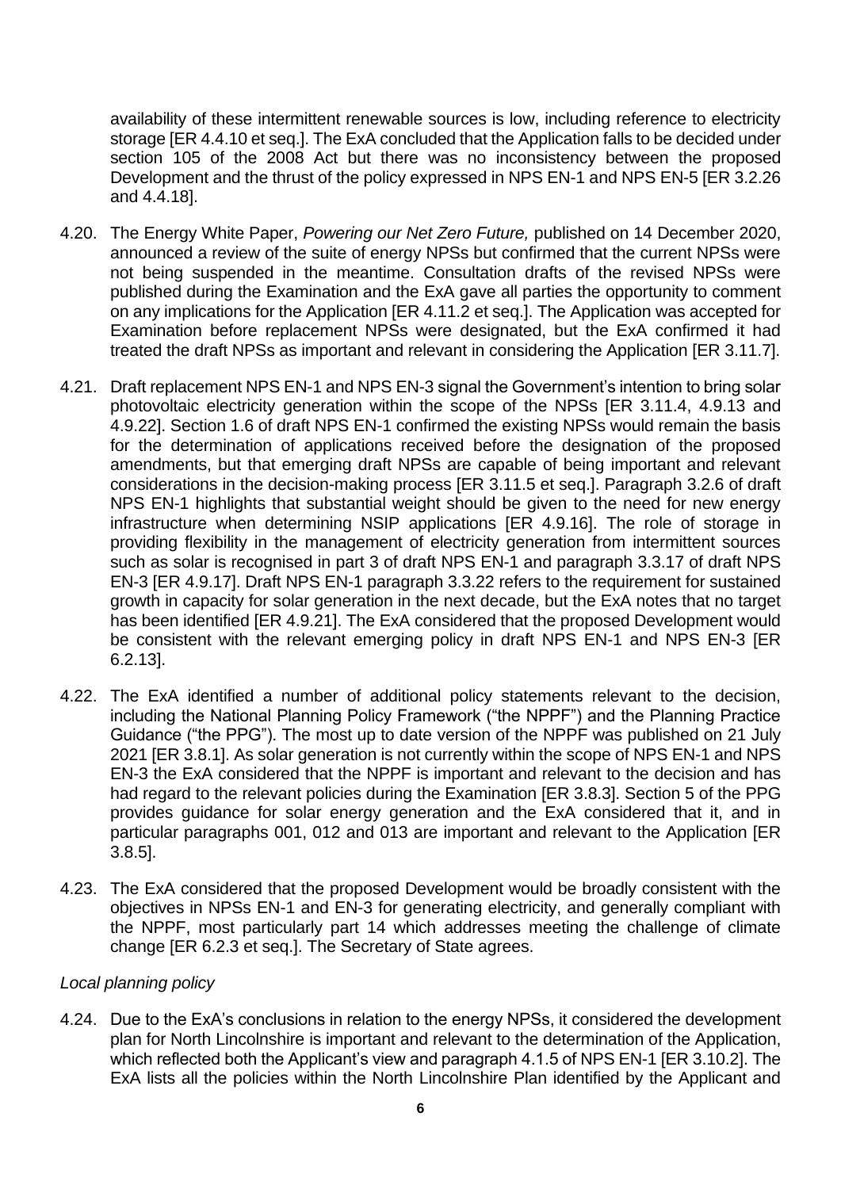availability of these intermittent renewable sources is low, including reference to electricity storage [ER 4.4.10 et seq.]. The ExA concluded that the Application falls to be decided under section 105 of the 2008 Act but there was no inconsistency between the proposed Development and the thrust of the policy expressed in NPS EN-1 and NPS EN-5 [ER 3.2.26 and 4.4.18].

4.20. The Energy White Paper, *Powering our Net Zero Future,* published on 14 December 2020, announced a review of the suite of energy NPSs but confirmed that the current NPSs were not being suspended in the meantime. Consultation drafts of the revised NPSs were published during the Examination and the ExA gave all parties the opportunity to comment on any implications for the Application [ER 4.11.2 et seq.]. The Application was accepted for Examination before replacement NPSs were designated, but the ExA confirmed it had treated the draft NPSs as important and relevant in considering the Application [ER 3.11.7].

4.21. Draft replacement NPS EN-1 and NPS EN-3 signal the Government's intention to bring solar photovoltaic electricity generation within the scope of the NPSs [ER 3.11.4, 4.9.13 and 4.9.22]. Section 1.6 of draft NPS EN-1 confirmed the existing NPSs would remain the basis for the determination of applications received before the designation of the proposed amendments, but that emerging draft NPSs are capable of being important and relevant considerations in the decision-making process [ER 3.11.5 et seq.]. Paragraph 3.2.6 of draft NPS EN-1 highlights that substantial weight should be given to the need for new energy infrastructure when determining NSIP applications [ER 4.9.16]. The role of storage in providing flexibility in the management of electricity generation from intermittent sources such as solar is recognised in part 3 of draft NPS EN-1 and paragraph 3.3.17 of draft NPS EN-3 [ER 4.9.17]. Draft NPS EN-1 paragraph 3.3.22 refers to the requirement for sustained growth in capacity for solar generation in the next decade, but the ExA notes that no target has been identified [ER 4.9.21]. The ExA considered that the proposed Development would be consistent with the relevant emerging policy in draft NPS EN-1 and NPS EN-3 [ER 6.2.13].

4.22. The ExA identified a number of additional policy statements relevant to the decision, including the National Planning Policy Framework ("the NPPF") and the Planning Practice Guidance ("the PPG"). The most up to date version of the NPPF was published on 21 July 2021 [ER 3.8.1]. As solar generation is not currently within the scope of NPS EN-1 and NPS EN-3 the ExA considered that the NPPF is important and relevant to the decision and has had regard to the relevant policies during the Examination [ER 3.8.3]. Section 5 of the PPG provides guidance for solar energy generation and the ExA considered that it, and in particular paragraphs 001, 012 and 013 are important and relevant to the Application [ER 3.8.5].

4.23. The ExA considered that the proposed Development would be broadly consistent with the objectives in NPSs EN-1 and EN-3 for generating electricity, and generally compliant with the NPPF, most particularly part 14 which addresses meeting the challenge of climate change [ER 6.2.3 et seq.]. The Secretary of State agrees.

*Local planning policy*

4.24. Due to the ExA's conclusions in relation to the energy NPSs, it considered the development plan for North Lincolnshire is important and relevant to the determination of the Application, which reflected both the Applicant's view and paragraph 4.1.5 of NPS EN-1 [ER 3.10.2]. The ExA lists all the policies within the North Lincolnshire Plan identified by the Applicant and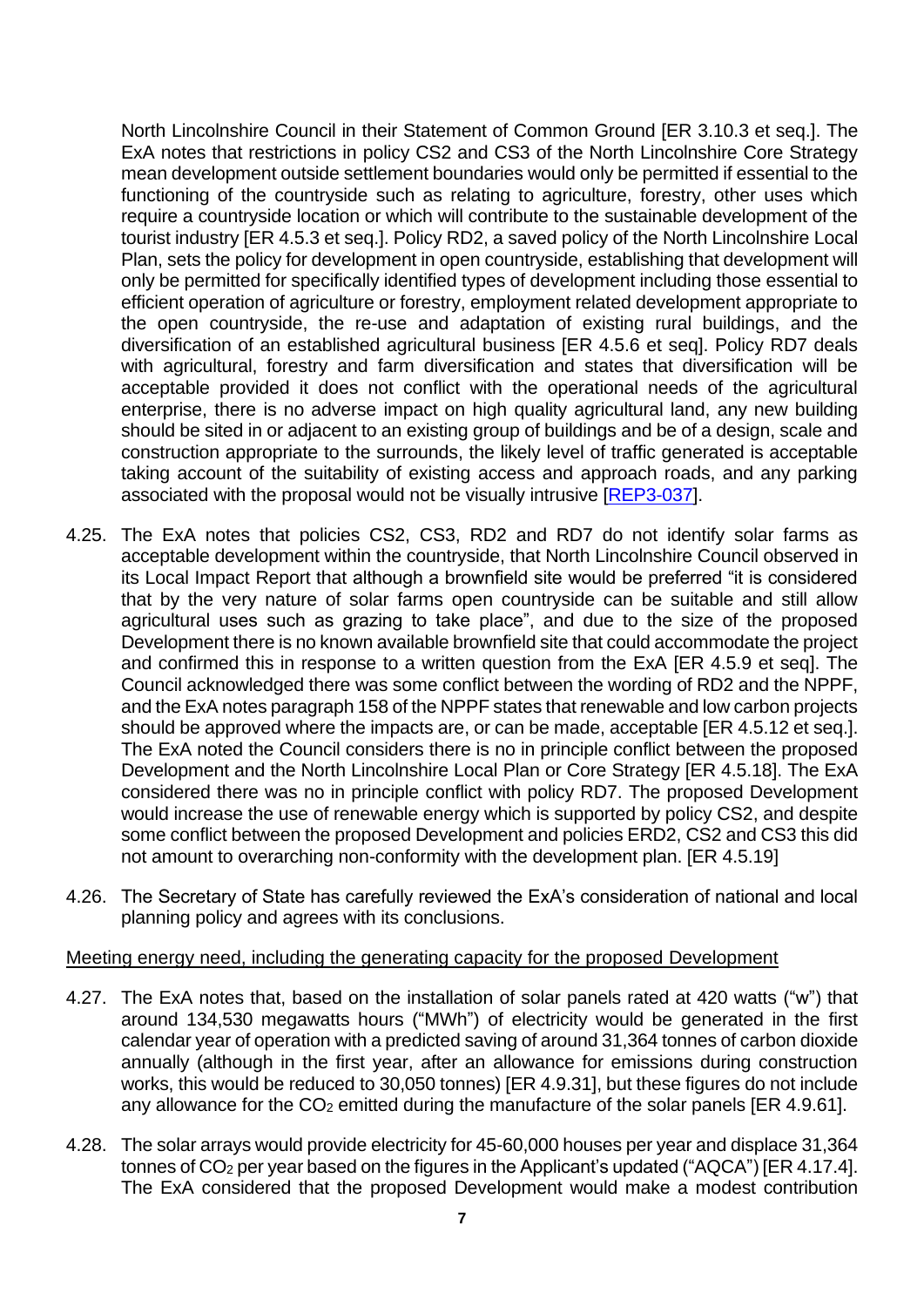North Lincolnshire Council in their Statement of Common Ground [ER 3.10.3 et seq.]. The ExA notes that restrictions in policy CS2 and CS3 of the North Lincolnshire Core Strategy mean development outside settlement boundaries would only be permitted if essential to the functioning of the countryside such as relating to agriculture, forestry, other uses which require a countryside location or which will contribute to the sustainable development of the tourist industry [ER 4.5.3 et seq.]. Policy RD2, a saved policy of the North Lincolnshire Local Plan, sets the policy for development in open countryside, establishing that development will only be permitted for specifically identified types of development including those essential to efficient operation of agriculture or forestry, employment related development appropriate to the open countryside, the re-use and adaptation of existing rural buildings, and the diversification of an established agricultural business [ER 4.5.6 et seq]. Policy RD7 deals with agricultural, forestry and farm diversification and states that diversification will be acceptable provided it does not conflict with the operational needs of the agricultural enterprise, there is no adverse impact on high quality agricultural land, any new building should be sited in or adjacent to an existing group of buildings and be of a design, scale and construction appropriate to the surrounds, the likely level of traffic generated is acceptable taking account of the suitability of existing access and approach roads, and any parking associated with the proposal would not be visually intrusive [REP3-037].

4.25. The ExA notes that policies CS2, CS3, RD2 and RD7 do not identify solar farms as acceptable development within the countryside, that North Lincolnshire Council observed in its Local Impact Report that although a brownfield site would be preferred "it is considered that by the very nature of solar farms open countryside can be suitable and still allow agricultural uses such as grazing to take place", and due to the size of the proposed Development there is no known available brownfield site that could accommodate the project and confirmed this in response to a written question from the ExA [ER 4.5.9 et seq]. The Council acknowledged there was some conflict between the wording of RD2 and the NPPF, and the ExA notes paragraph 158 of the NPPF states that renewable and low carbon projects should be approved where the impacts are, or can be made, acceptable [ER 4.5.12 et seq.]. The ExA noted the Council considers there is no in principle conflict between the proposed Development and the North Lincolnshire Local Plan or Core Strategy [ER 4.5.18]. The ExA considered there was no in principle conflict with policy RD7. The proposed Development would increase the use of renewable energy which is supported by policy CS2, and despite some conflict between the proposed Development and policies ERD2, CS2 and CS3 this did not amount to overarching non-conformity with the development plan. [ER 4.5.19]

4.26. The Secretary of State has carefully reviewed the ExA's consideration of national and local planning policy and agrees with its conclusions.

Meeting energy need, including the generating capacity for the proposed Development

4.27. The ExA notes that, based on the installation of solar panels rated at 420 watts ("w") that around 134,530 megawatts hours ("MWh") of electricity would be generated in the first calendar year of operation with a predicted saving of around 31,364 tonnes of carbon dioxide annually (although in the first year, after an allowance for emissions during construction works, this would be reduced to 30,050 tonnes) [ER 4.9.31], but these figures do not include any allowance for the $CO_2$ emitted during the manufacture of the solar panels [ER 4.9.61].

4.28. The solar arrays would provide electricity for 45-60,000 houses per year and displace 31,364 tonnes of $CO_2$ per year based on the figures in the Applicant's updated ("AQCA") [ER 4.17.4]. The ExA considered that the proposed Development would make a modest contribution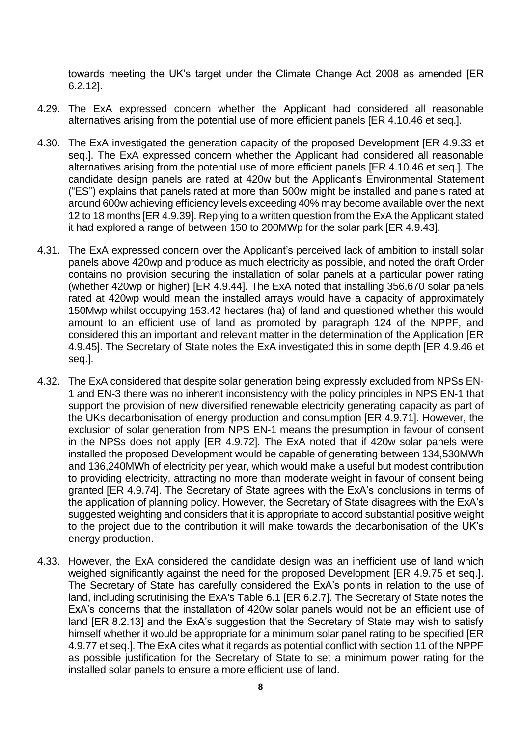towards meeting the UK's target under the Climate Change Act 2008 as amended [ER 6.2.12].

4.29. The ExA expressed concern whether the Applicant had considered all reasonable alternatives arising from the potential use of more efficient panels [ER 4.10.46 et seq.].

4.30. The ExA investigated the generation capacity of the proposed Development [ER 4.9.33 et seq.]. The ExA expressed concern whether the Applicant had considered all reasonable alternatives arising from the potential use of more efficient panels [ER 4.10.46 et seq.]. The candidate design panels are rated at 420w but the Applicant's Environmental Statement ("ES") explains that panels rated at more than 500w might be installed and panels rated at around 600w achieving efficiency levels exceeding 40% may become available over the next 12 to 18 months [ER 4.9.39]. Replying to a written question from the ExA the Applicant stated it had explored a range of between 150 to 200MWp for the solar park [ER 4.9.43].

4.31. The ExA expressed concern over the Applicant's perceived lack of ambition to install solar panels above 420wp and produce as much electricity as possible, and noted the draft Order contains no provision securing the installation of solar panels at a particular power rating (whether 420wp or higher) [ER 4.9.44]. The ExA noted that installing 356,670 solar panels rated at 420wp would mean the installed arrays would have a capacity of approximately 150Mwp whilst occupying 153.42 hectares (ha) of land and questioned whether this would amount to an efficient use of land as promoted by paragraph 124 of the NPPF, and considered this an important and relevant matter in the determination of the Application [ER 4.9.45]. The Secretary of State notes the ExA investigated this in some depth [ER 4.9.46 et seq.].

4.32. The ExA considered that despite solar generation being expressly excluded from NPSs EN-1 and EN-3 there was no inherent inconsistency with the policy principles in NPS EN-1 that support the provision of new diversified renewable electricity generating capacity as part of the UKs decarbonisation of energy production and consumption [ER 4.9.71]. However, the exclusion of solar generation from NPS EN-1 means the presumption in favour of consent in the NPSs does not apply [ER 4.9.72]. The ExA noted that if 420w solar panels were installed the proposed Development would be capable of generating between 134,530MWh and 136,240MWh of electricity per year, which would make a useful but modest contribution to providing electricity, attracting no more than moderate weight in favour of consent being granted [ER 4.9.74]. The Secretary of State agrees with the ExA's conclusions in terms of the application of planning policy. However, the Secretary of State disagrees with the ExA's suggested weighting and considers that it is appropriate to accord substantial positive weight to the project due to the contribution it will make towards the decarbonisation of the UK's energy production.

4.33. However, the ExA considered the candidate design was an inefficient use of land which weighed significantly against the need for the proposed Development [ER 4.9.75 et seq.]. The Secretary of State has carefully considered the ExA's points in relation to the use of land, including scrutinising the ExA's Table 6.1 [ER 6.2.7]. The Secretary of State notes the ExA's concerns that the installation of 420w solar panels would not be an efficient use of land [ER 8.2.13] and the ExA's suggestion that the Secretary of State may wish to satisfy himself whether it would be appropriate for a minimum solar panel rating to be specified [ER 4.9.77 et seq.]. The ExA cites what it regards as potential conflict with section 11 of the NPPF as possible justification for the Secretary of State to set a minimum power rating for the installed solar panels to ensure a more efficient use of land.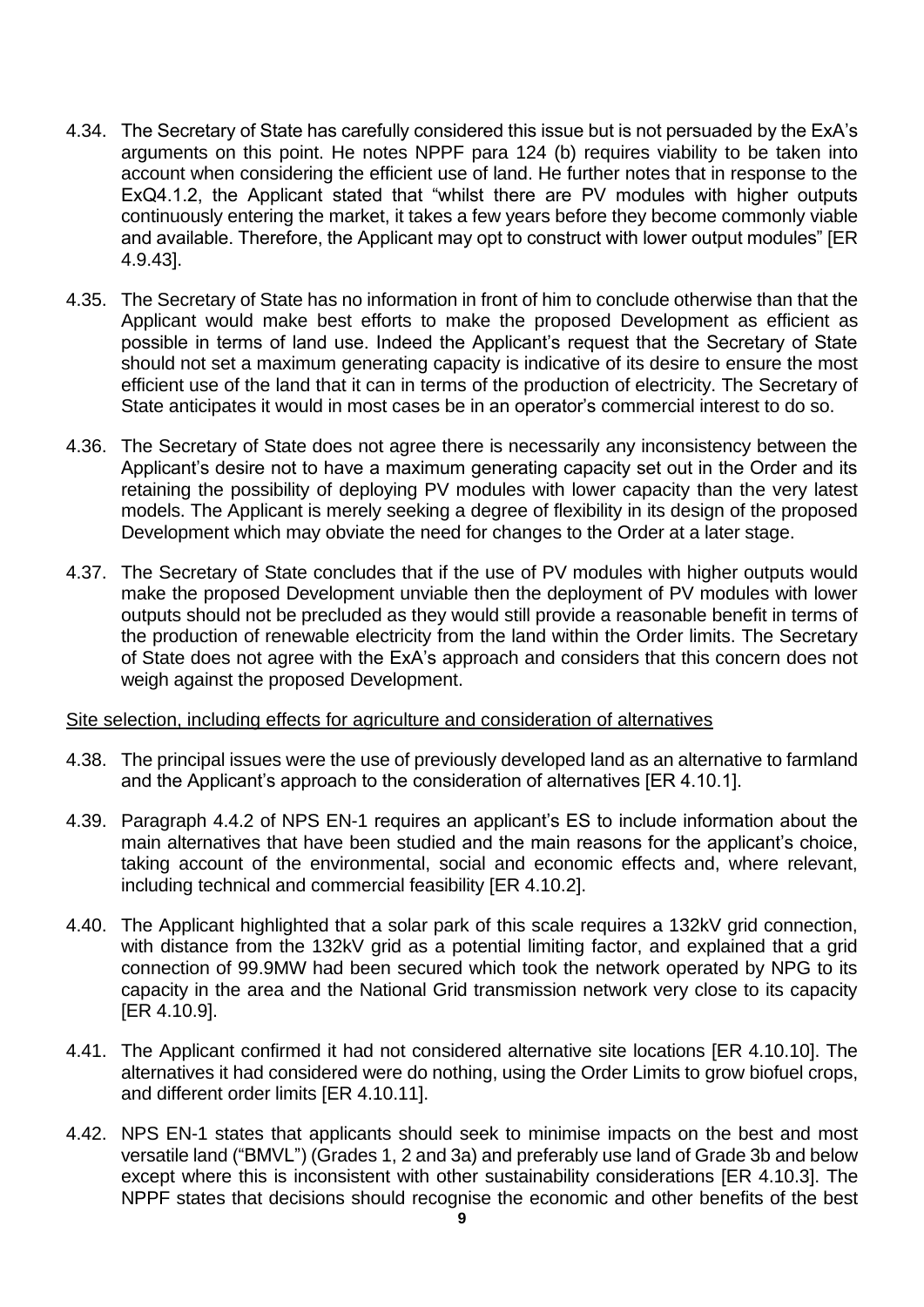4.34. The Secretary of State has carefully considered this issue but is not persuaded by the ExA's arguments on this point. He notes NPPF para 124 (b) requires viability to be taken into account when considering the efficient use of land. He further notes that in response to the ExQ4.1.2, the Applicant stated that "whilst there are PV modules with higher outputs continuously entering the market, it takes a few years before they become commonly viable and available. Therefore, the Applicant may opt to construct with lower output modules" [ER 4.9.43].

4.35. The Secretary of State has no information in front of him to conclude otherwise than that the Applicant would make best efforts to make the proposed Development as efficient as possible in terms of land use. Indeed the Applicant's request that the Secretary of State should not set a maximum generating capacity is indicative of its desire to ensure the most efficient use of the land that it can in terms of the production of electricity. The Secretary of State anticipates it would in most cases be in an operator's commercial interest to do so.

4.36. The Secretary of State does not agree there is necessarily any inconsistency between the Applicant's desire not to have a maximum generating capacity set out in the Order and its retaining the possibility of deploying PV modules with lower capacity than the very latest models. The Applicant is merely seeking a degree of flexibility in its design of the proposed Development which may obviate the need for changes to the Order at a later stage.

4.37. The Secretary of State concludes that if the use of PV modules with higher outputs would make the proposed Development unviable then the deployment of PV modules with lower outputs should not be precluded as they would still provide a reasonable benefit in terms of the production of renewable electricity from the land within the Order limits. The Secretary of State does not agree with the ExA's approach and considers that this concern does not weigh against the proposed Development.

Site selection, including effects for agriculture and consideration of alternatives

4.38. The principal issues were the use of previously developed land as an alternative to farmland and the Applicant's approach to the consideration of alternatives [ER 4.10.1].

4.39. Paragraph 4.4.2 of NPS EN-1 requires an applicant's ES to include information about the main alternatives that have been studied and the main reasons for the applicant's choice, taking account of the environmental, social and economic effects and, where relevant, including technical and commercial feasibility [ER 4.10.2].

4.40. The Applicant highlighted that a solar park of this scale requires a 132kV grid connection, with distance from the 132kV grid as a potential limiting factor, and explained that a grid connection of 99.9MW had been secured which took the network operated by NPG to its capacity in the area and the National Grid transmission network very close to its capacity [ER 4.10.9].

4.41. The Applicant confirmed it had not considered alternative site locations [ER 4.10.10]. The alternatives it had considered were do nothing, using the Order Limits to grow biofuel crops, and different order limits [ER 4.10.11].

4.42. NPS EN-1 states that applicants should seek to minimise impacts on the best and most versatile land ("BMVL") (Grades 1, 2 and 3a) and preferably use land of Grade 3b and below except where this is inconsistent with other sustainability considerations [ER 4.10.3]. The NPPF states that decisions should recognise the economic and other benefits of the best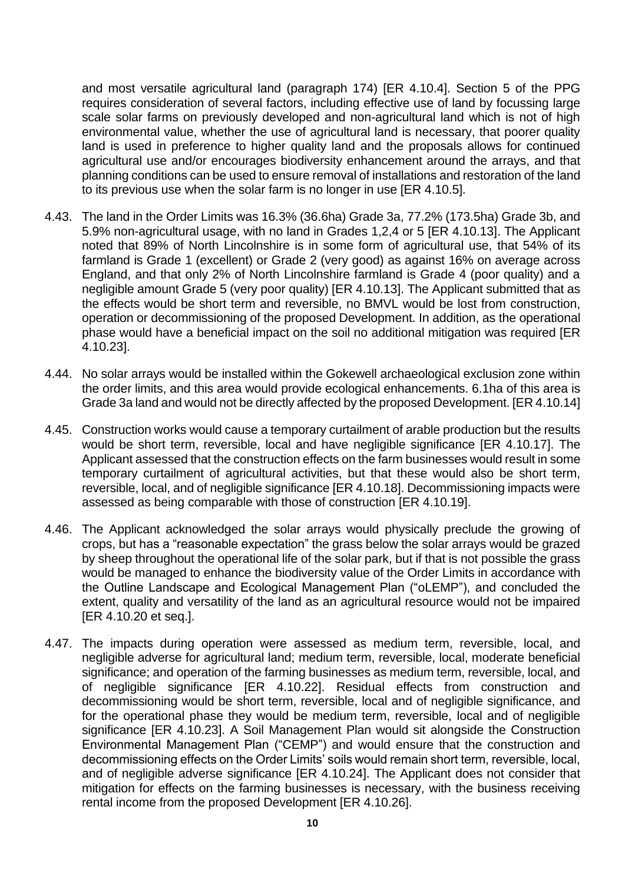and most versatile agricultural land (paragraph 174) [ER 4.10.4]. Section 5 of the PPG requires consideration of several factors, including effective use of land by focussing large scale solar farms on previously developed and non-agricultural land which is not of high environmental value, whether the use of agricultural land is necessary, that poorer quality land is used in preference to higher quality land and the proposals allows for continued agricultural use and/or encourages biodiversity enhancement around the arrays, and that planning conditions can be used to ensure removal of installations and restoration of the land to its previous use when the solar farm is no longer in use [ER 4.10.5].

4.43. The land in the Order Limits was 16.3% (36.6ha) Grade 3a, 77.2% (173.5ha) Grade 3b, and 5.9% non-agricultural usage, with no land in Grades 1,2,4 or 5 [ER 4.10.13]. The Applicant noted that 89% of North Lincolnshire is in some form of agricultural use, that 54% of its farmland is Grade 1 (excellent) or Grade 2 (very good) as against 16% on average across England, and that only 2% of North Lincolnshire farmland is Grade 4 (poor quality) and a negligible amount Grade 5 (very poor quality) [ER 4.10.13]. The Applicant submitted that as the effects would be short term and reversible, no BMVL would be lost from construction, operation or decommissioning of the proposed Development. In addition, as the operational phase would have a beneficial impact on the soil no additional mitigation was required [ER 4.10.23].

4.44. No solar arrays would be installed within the Gokewell archaeological exclusion zone within the order limits, and this area would provide ecological enhancements. 6.1ha of this area is Grade 3a land and would not be directly affected by the proposed Development. [ER 4.10.14]

4.45. Construction works would cause a temporary curtailment of arable production but the results would be short term, reversible, local and have negligible significance [ER 4.10.17]. The Applicant assessed that the construction effects on the farm businesses would result in some temporary curtailment of agricultural activities, but that these would also be short term, reversible, local, and of negligible significance [ER 4.10.18]. Decommissioning impacts were assessed as being comparable with those of construction [ER 4.10.19].

4.46. The Applicant acknowledged the solar arrays would physically preclude the growing of crops, but has a "reasonable expectation" the grass below the solar arrays would be grazed by sheep throughout the operational life of the solar park, but if that is not possible the grass would be managed to enhance the biodiversity value of the Order Limits in accordance with the Outline Landscape and Ecological Management Plan ("oLEMP"), and concluded the extent, quality and versatility of the land as an agricultural resource would not be impaired [ER 4.10.20 et seq.].

4.47. The impacts during operation were assessed as medium term, reversible, local, and negligible adverse for agricultural land; medium term, reversible, local, moderate beneficial significance; and operation of the farming businesses as medium term, reversible, local, and of negligible significance [ER 4.10.22]. Residual effects from construction and decommissioning would be short term, reversible, local and of negligible significance, and for the operational phase they would be medium term, reversible, local and of negligible significance [ER 4.10.23]. A Soil Management Plan would sit alongside the Construction Environmental Management Plan ("CEMP") and would ensure that the construction and decommissioning effects on the Order Limits' soils would remain short term, reversible, local, and of negligible adverse significance [ER 4.10.24]. The Applicant does not consider that mitigation for effects on the farming businesses is necessary, with the business receiving rental income from the proposed Development [ER 4.10.26].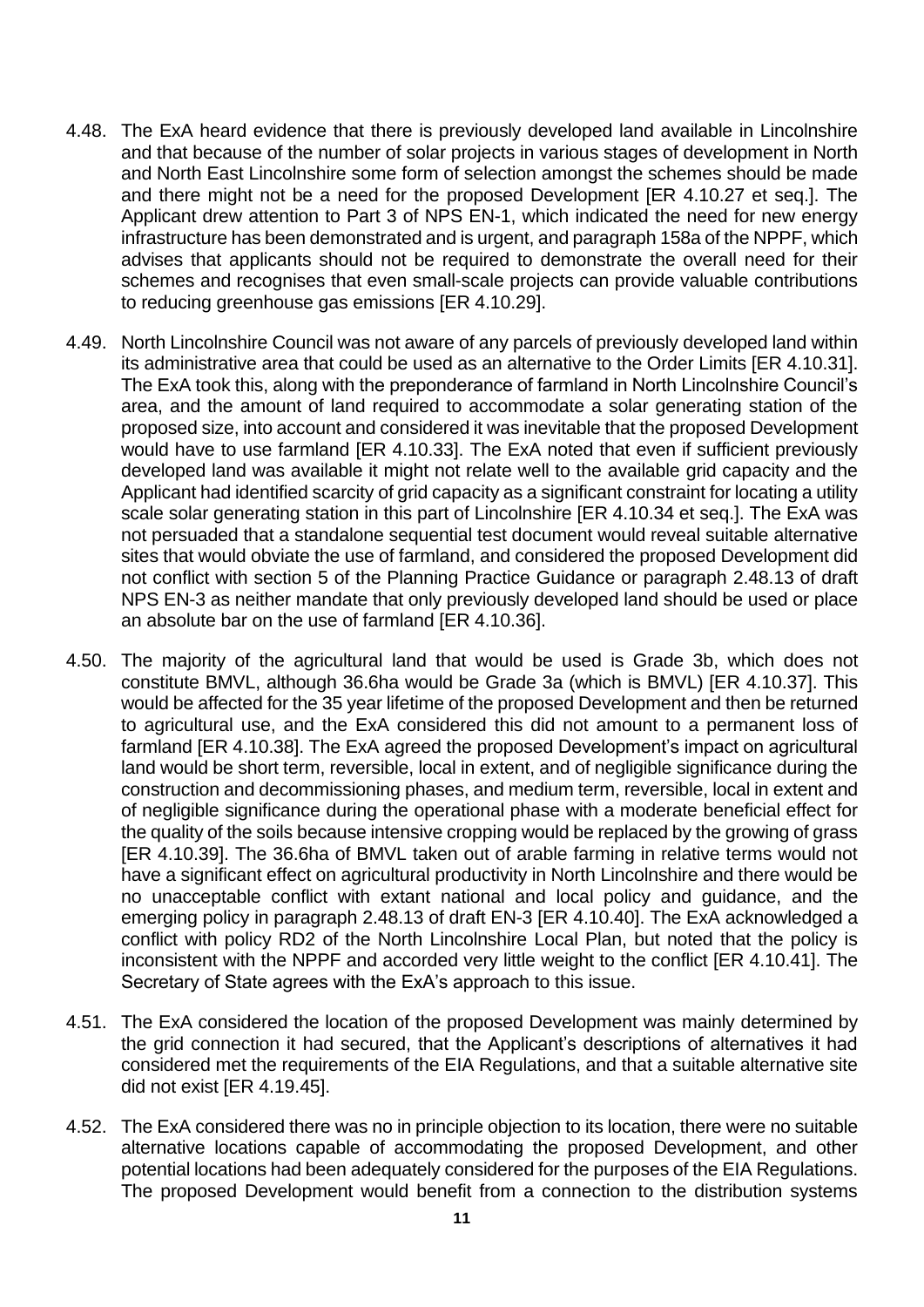4.48. The ExA heard evidence that there is previously developed land available in Lincolnshire and that because of the number of solar projects in various stages of development in North and North East Lincolnshire some form of selection amongst the schemes should be made and there might not be a need for the proposed Development [ER 4.10.27 et seq.]. The Applicant drew attention to Part 3 of NPS EN-1, which indicated the need for new energy infrastructure has been demonstrated and is urgent, and paragraph 158a of the NPPF, which advises that applicants should not be required to demonstrate the overall need for their schemes and recognises that even small-scale projects can provide valuable contributions to reducing greenhouse gas emissions [ER 4.10.29].

4.49. North Lincolnshire Council was not aware of any parcels of previously developed land within its administrative area that could be used as an alternative to the Order Limits [ER 4.10.31]. The ExA took this, along with the preponderance of farmland in North Lincolnshire Council's area, and the amount of land required to accommodate a solar generating station of the proposed size, into account and considered it was inevitable that the proposed Development would have to use farmland [ER 4.10.33]. The ExA noted that even if sufficient previously developed land was available it might not relate well to the available grid capacity and the Applicant had identified scarcity of grid capacity as a significant constraint for locating a utility scale solar generating station in this part of Lincolnshire [ER 4.10.34 et seq.]. The ExA was not persuaded that a standalone sequential test document would reveal suitable alternative sites that would obviate the use of farmland, and considered the proposed Development did not conflict with section 5 of the Planning Practice Guidance or paragraph 2.48.13 of draft NPS EN-3 as neither mandate that only previously developed land should be used or place an absolute bar on the use of farmland [ER 4.10.36].

4.50. The majority of the agricultural land that would be used is Grade 3b, which does not constitute BMVL, although 36.6ha would be Grade 3a (which is BMVL) [ER 4.10.37]. This would be affected for the 35 year lifetime of the proposed Development and then be returned to agricultural use, and the ExA considered this did not amount to a permanent loss of farmland [ER 4.10.38]. The ExA agreed the proposed Development's impact on agricultural land would be short term, reversible, local in extent, and of negligible significance during the construction and decommissioning phases, and medium term, reversible, local in extent and of negligible significance during the operational phase with a moderate beneficial effect for the quality of the soils because intensive cropping would be replaced by the growing of grass [ER 4.10.39]. The 36.6ha of BMVL taken out of arable farming in relative terms would not have a significant effect on agricultural productivity in North Lincolnshire and there would be no unacceptable conflict with extant national and local policy and guidance, and the emerging policy in paragraph 2.48.13 of draft EN-3 [ER 4.10.40]. The ExA acknowledged a conflict with policy RD2 of the North Lincolnshire Local Plan, but noted that the policy is inconsistent with the NPPF and accorded very little weight to the conflict [ER 4.10.41]. The Secretary of State agrees with the ExA's approach to this issue.

4.51. The ExA considered the location of the proposed Development was mainly determined by the grid connection it had secured, that the Applicant's descriptions of alternatives it had considered met the requirements of the EIA Regulations, and that a suitable alternative site did not exist [ER 4.19.45].

4.52. The ExA considered there was no in principle objection to its location, there were no suitable alternative locations capable of accommodating the proposed Development, and other potential locations had been adequately considered for the purposes of the EIA Regulations. The proposed Development would benefit from a connection to the distribution systems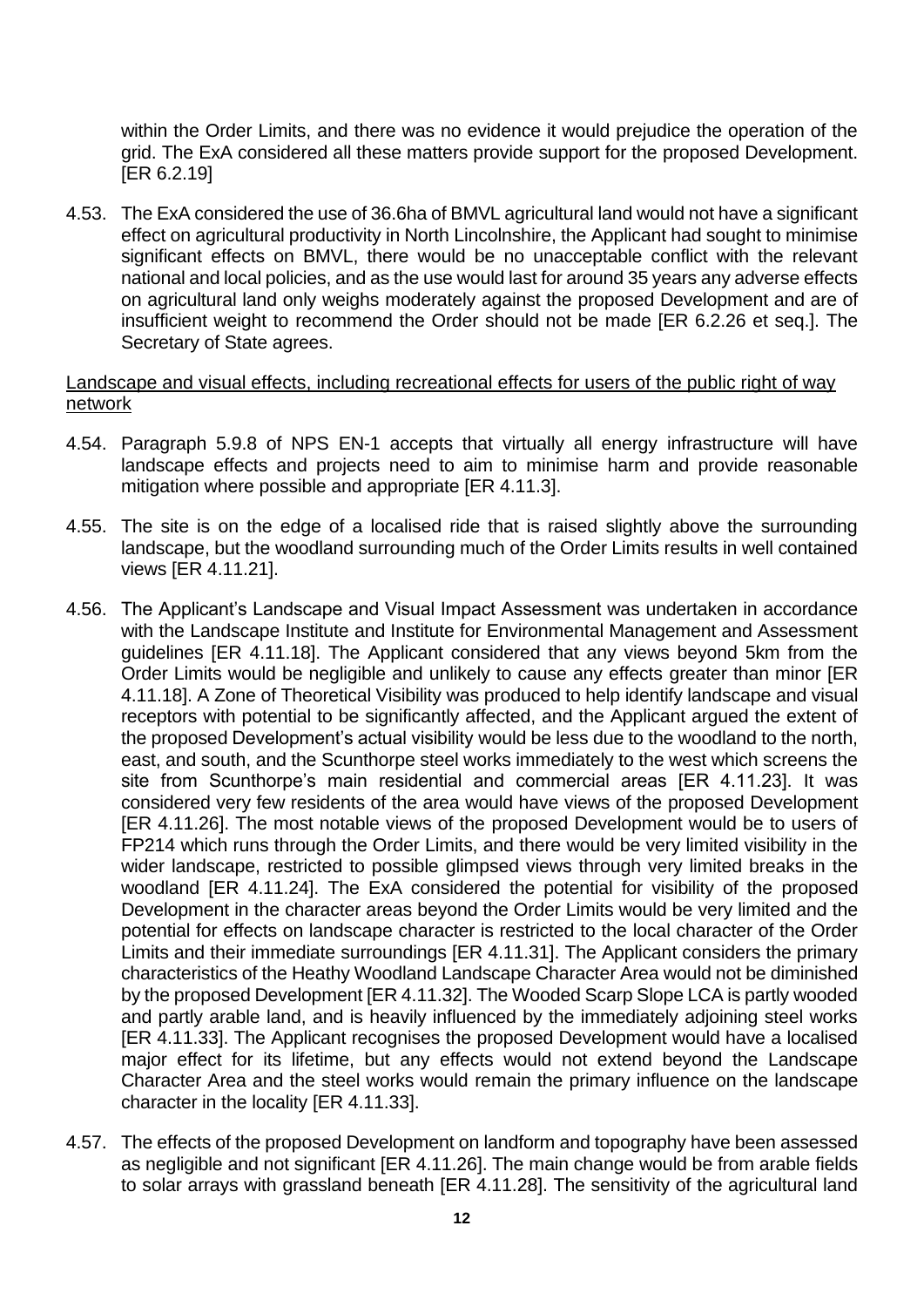within the Order Limits, and there was no evidence it would prejudice the operation of the grid. The ExA considered all these matters provide support for the proposed Development. [ER 6.2.19]

4.53. The ExA considered the use of 36.6ha of BMVL agricultural land would not have a significant effect on agricultural productivity in North Lincolnshire, the Applicant had sought to minimise significant effects on BMVL, there would be no unacceptable conflict with the relevant national and local policies, and as the use would last for around 35 years any adverse effects on agricultural land only weighs moderately against the proposed Development and are of insufficient weight to recommend the Order should not be made [ER 6.2.26 et seq.]. The Secretary of State agrees.

<u>Landscape and visual effects, including recreational effects for users of the public right of way network</u>

4.54. Paragraph 5.9.8 of NPS EN-1 accepts that virtually all energy infrastructure will have landscape effects and projects need to aim to minimise harm and provide reasonable mitigation where possible and appropriate [ER 4.11.3].

4.55. The site is on the edge of a localised ride that is raised slightly above the surrounding landscape, but the woodland surrounding much of the Order Limits results in well contained views [ER 4.11.21].

4.56. The Applicant's Landscape and Visual Impact Assessment was undertaken in accordance with the Landscape Institute and Institute for Environmental Management and Assessment guidelines [ER 4.11.18]. The Applicant considered that any views beyond 5km from the Order Limits would be negligible and unlikely to cause any effects greater than minor [ER 4.11.18]. A Zone of Theoretical Visibility was produced to help identify landscape and visual receptors with potential to be significantly affected, and the Applicant argued the extent of the proposed Development's actual visibility would be less due to the woodland to the north, east, and south, and the Scunthorpe steel works immediately to the west which screens the site from Scunthorpe's main residential and commercial areas [ER 4.11.23]. It was considered very few residents of the area would have views of the proposed Development [ER 4.11.26]. The most notable views of the proposed Development would be to users of FP214 which runs through the Order Limits, and there would be very limited visibility in the wider landscape, restricted to possible glimpsed views through very limited breaks in the woodland [ER 4.11.24]. The ExA considered the potential for visibility of the proposed Development in the character areas beyond the Order Limits would be very limited and the potential for effects on landscape character is restricted to the local character of the Order Limits and their immediate surroundings [ER 4.11.31]. The Applicant considers the primary characteristics of the Heathy Woodland Landscape Character Area would not be diminished by the proposed Development [ER 4.11.32]. The Wooded Scarp Slope LCA is partly wooded and partly arable land, and is heavily influenced by the immediately adjoining steel works [ER 4.11.33]. The Applicant recognises the proposed Development would have a localised major effect for its lifetime, but any effects would not extend beyond the Landscape Character Area and the steel works would remain the primary influence on the landscape character in the locality [ER 4.11.33].

4.57. The effects of the proposed Development on landform and topography have been assessed as negligible and not significant [ER 4.11.26]. The main change would be from arable fields to solar arrays with grassland beneath [ER 4.11.28]. The sensitivity of the agricultural land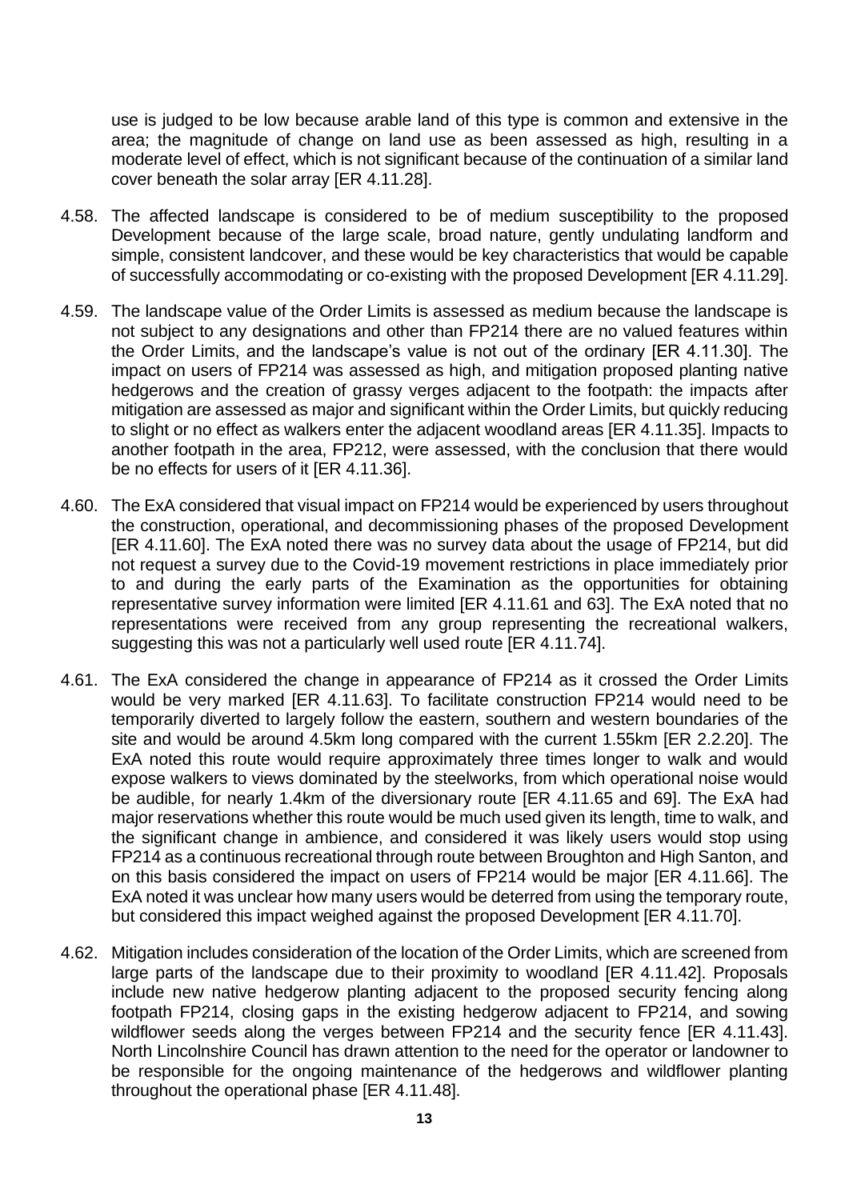use is judged to be low because arable land of this type is common and extensive in the area; the magnitude of change on land use as been assessed as high, resulting in a moderate level of effect, which is not significant because of the continuation of a similar land cover beneath the solar array [ER 4.11.28].

4.58. The affected landscape is considered to be of medium susceptibility to the proposed Development because of the large scale, broad nature, gently undulating landform and simple, consistent landcover, and these would be key characteristics that would be capable of successfully accommodating or co-existing with the proposed Development [ER 4.11.29].

4.59. The landscape value of the Order Limits is assessed as medium because the landscape is not subject to any designations and other than FP214 there are no valued features within the Order Limits, and the landscape's value is not out of the ordinary [ER 4.11.30]. The impact on users of FP214 was assessed as high, and mitigation proposed planting native hedgerows and the creation of grassy verges adjacent to the footpath: the impacts after mitigation are assessed as major and significant within the Order Limits, but quickly reducing to slight or no effect as walkers enter the adjacent woodland areas [ER 4.11.35]. Impacts to another footpath in the area, FP212, were assessed, with the conclusion that there would be no effects for users of it [ER 4.11.36].

4.60. The ExA considered that visual impact on FP214 would be experienced by users throughout the construction, operational, and decommissioning phases of the proposed Development [ER 4.11.60]. The ExA noted there was no survey data about the usage of FP214, but did not request a survey due to the Covid-19 movement restrictions in place immediately prior to and during the early parts of the Examination as the opportunities for obtaining representative survey information were limited [ER 4.11.61 and 63]. The ExA noted that no representations were received from any group representing the recreational walkers, suggesting this was not a particularly well used route [ER 4.11.74].

4.61. The ExA considered the change in appearance of FP214 as it crossed the Order Limits would be very marked [ER 4.11.63]. To facilitate construction FP214 would need to be temporarily diverted to largely follow the eastern, southern and western boundaries of the site and would be around 4.5km long compared with the current 1.55km [ER 2.2.20]. The ExA noted this route would require approximately three times longer to walk and would expose walkers to views dominated by the steelworks, from which operational noise would be audible, for nearly 1.4km of the diversionary route [ER 4.11.65 and 69]. The ExA had major reservations whether this route would be much used given its length, time to walk, and the significant change in ambience, and considered it was likely users would stop using FP214 as a continuous recreational through route between Broughton and High Santon, and on this basis considered the impact on users of FP214 would be major [ER 4.11.66]. The ExA noted it was unclear how many users would be deterred from using the temporary route, but considered this impact weighed against the proposed Development [ER 4.11.70].

4.62. Mitigation includes consideration of the location of the Order Limits, which are screened from large parts of the landscape due to their proximity to woodland [ER 4.11.42]. Proposals include new native hedgerow planting adjacent to the proposed security fencing along footpath FP214, closing gaps in the existing hedgerow adjacent to FP214, and sowing wildflower seeds along the verges between FP214 and the security fence [ER 4.11.43]. North Lincolnshire Council has drawn attention to the need for the operator or landowner to be responsible for the ongoing maintenance of the hedgerows and wildflower planting throughout the operational phase [ER 4.11.48].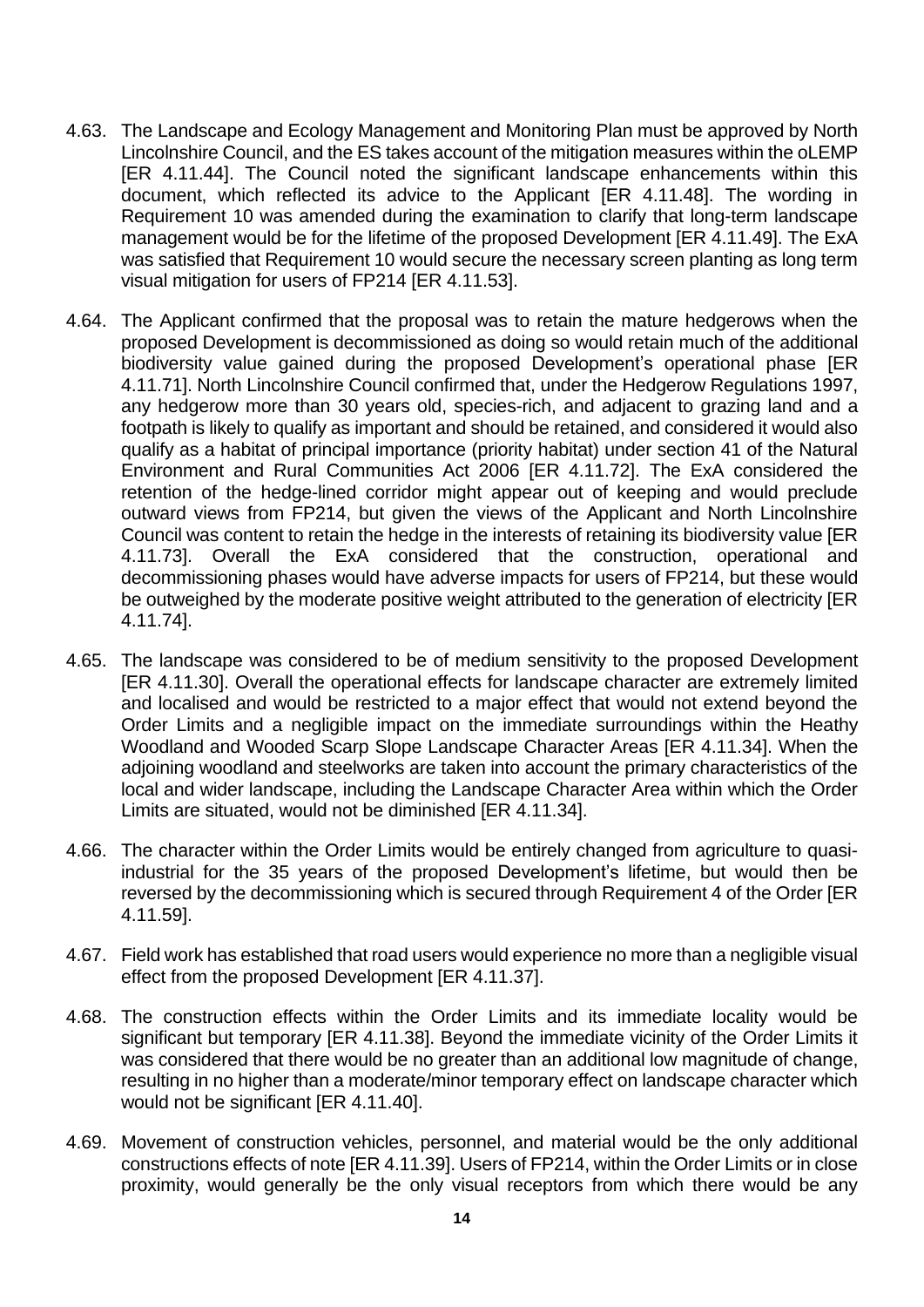4.63. The Landscape and Ecology Management and Monitoring Plan must be approved by North Lincolnshire Council, and the ES takes account of the mitigation measures within the oLEMP [ER 4.11.44]. The Council noted the significant landscape enhancements within this document, which reflected its advice to the Applicant [ER 4.11.48]. The wording in Requirement 10 was amended during the examination to clarify that long-term landscape management would be for the lifetime of the proposed Development [ER 4.11.49]. The ExA was satisfied that Requirement 10 would secure the necessary screen planting as long term visual mitigation for users of FP214 [ER 4.11.53].

4.64. The Applicant confirmed that the proposal was to retain the mature hedgerows when the proposed Development is decommissioned as doing so would retain much of the additional biodiversity value gained during the proposed Development's operational phase [ER 4.11.71]. North Lincolnshire Council confirmed that, under the Hedgerow Regulations 1997, any hedgerow more than 30 years old, species-rich, and adjacent to grazing land and a footpath is likely to qualify as important and should be retained, and considered it would also qualify as a habitat of principal importance (priority habitat) under section 41 of the Natural Environment and Rural Communities Act 2006 [ER 4.11.72]. The ExA considered the retention of the hedge-lined corridor might appear out of keeping and would preclude outward views from FP214, but given the views of the Applicant and North Lincolnshire Council was content to retain the hedge in the interests of retaining its biodiversity value [ER 4.11.73]. Overall the ExA considered that the construction, operational and decommissioning phases would have adverse impacts for users of FP214, but these would be outweighed by the moderate positive weight attributed to the generation of electricity [ER 4.11.74].

4.65. The landscape was considered to be of medium sensitivity to the proposed Development [ER 4.11.30]. Overall the operational effects for landscape character are extremely limited and localised and would be restricted to a major effect that would not extend beyond the Order Limits and a negligible impact on the immediate surroundings within the Heathy Woodland and Wooded Scarp Slope Landscape Character Areas [ER 4.11.34]. When the adjoining woodland and steelworks are taken into account the primary characteristics of the local and wider landscape, including the Landscape Character Area within which the Order Limits are situated, would not be diminished [ER 4.11.34].

4.66. The character within the Order Limits would be entirely changed from agriculture to quasi-industrial for the 35 years of the proposed Development's lifetime, but would then be reversed by the decommissioning which is secured through Requirement 4 of the Order [ER 4.11.59].

4.67. Field work has established that road users would experience no more than a negligible visual effect from the proposed Development [ER 4.11.37].

4.68. The construction effects within the Order Limits and its immediate locality would be significant but temporary [ER 4.11.38]. Beyond the immediate vicinity of the Order Limits it was considered that there would be no greater than an additional low magnitude of change, resulting in no higher than a moderate/minor temporary effect on landscape character which would not be significant [ER 4.11.40].

4.69. Movement of construction vehicles, personnel, and material would be the only additional constructions effects of note [ER 4.11.39]. Users of FP214, within the Order Limits or in close proximity, would generally be the only visual receptors from which there would be any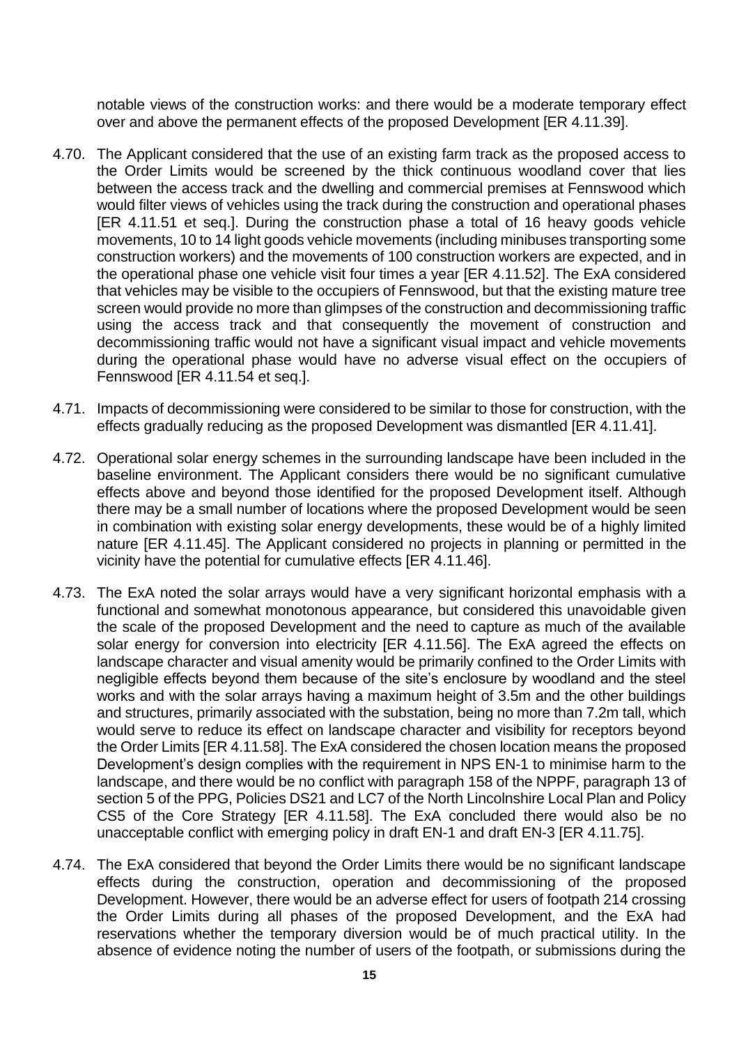notable views of the construction works: and there would be a moderate temporary effect over and above the permanent effects of the proposed Development [ER 4.11.39].

4.70. The Applicant considered that the use of an existing farm track as the proposed access to the Order Limits would be screened by the thick continuous woodland cover that lies between the access track and the dwelling and commercial premises at Fennswood which would filter views of vehicles using the track during the construction and operational phases [ER 4.11.51 et seq.]. During the construction phase a total of 16 heavy goods vehicle movements, 10 to 14 light goods vehicle movements (including minibuses transporting some construction workers) and the movements of 100 construction workers are expected, and in the operational phase one vehicle visit four times a year [ER 4.11.52]. The ExA considered that vehicles may be visible to the occupiers of Fennswood, but that the existing mature tree screen would provide no more than glimpses of the construction and decommissioning traffic using the access track and that consequently the movement of construction and decommissioning traffic would not have a significant visual impact and vehicle movements during the operational phase would have no adverse visual effect on the occupiers of Fennswood [ER 4.11.54 et seq.].

4.71. Impacts of decommissioning were considered to be similar to those for construction, with the effects gradually reducing as the proposed Development was dismantled [ER 4.11.41].

4.72. Operational solar energy schemes in the surrounding landscape have been included in the baseline environment. The Applicant considers there would be no significant cumulative effects above and beyond those identified for the proposed Development itself. Although there may be a small number of locations where the proposed Development would be seen in combination with existing solar energy developments, these would be of a highly limited nature [ER 4.11.45]. The Applicant considered no projects in planning or permitted in the vicinity have the potential for cumulative effects [ER 4.11.46].

4.73. The ExA noted the solar arrays would have a very significant horizontal emphasis with a functional and somewhat monotonous appearance, but considered this unavoidable given the scale of the proposed Development and the need to capture as much of the available solar energy for conversion into electricity [ER 4.11.56]. The ExA agreed the effects on landscape character and visual amenity would be primarily confined to the Order Limits with negligible effects beyond them because of the site's enclosure by woodland and the steel works and with the solar arrays having a maximum height of 3.5m and the other buildings and structures, primarily associated with the substation, being no more than 7.2m tall, which would serve to reduce its effect on landscape character and visibility for receptors beyond the Order Limits [ER 4.11.58]. The ExA considered the chosen location means the proposed Development's design complies with the requirement in NPS EN-1 to minimise harm to the landscape, and there would be no conflict with paragraph 158 of the NPPF, paragraph 13 of section 5 of the PPG, Policies DS21 and LC7 of the North Lincolnshire Local Plan and Policy CS5 of the Core Strategy [ER 4.11.58]. The ExA concluded there would also be no unacceptable conflict with emerging policy in draft EN-1 and draft EN-3 [ER 4.11.75].

4.74. The ExA considered that beyond the Order Limits there would be no significant landscape effects during the construction, operation and decommissioning of the proposed Development. However, there would be an adverse effect for users of footpath 214 crossing the Order Limits during all phases of the proposed Development, and the ExA had reservations whether the temporary diversion would be of much practical utility. In the absence of evidence noting the number of users of the footpath, or submissions during the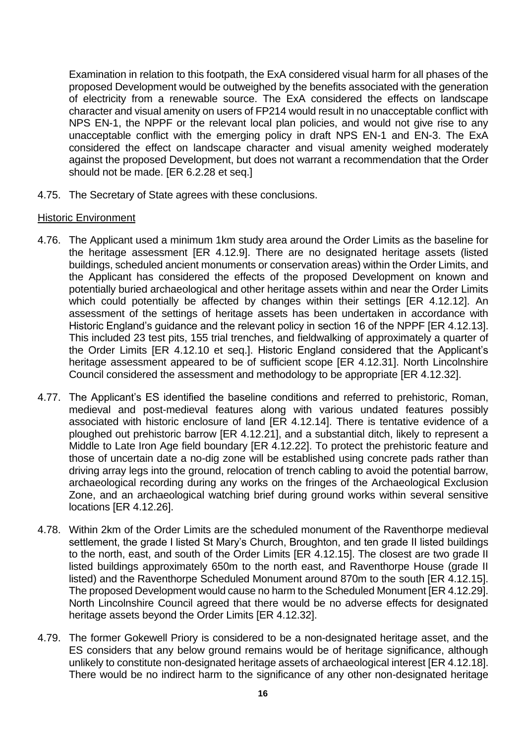Examination in relation to this footpath, the ExA considered visual harm for all phases of the proposed Development would be outweighed by the benefits associated with the generation of electricity from a renewable source. The ExA considered the effects on landscape character and visual amenity on users of FP214 would result in no unacceptable conflict with NPS EN-1, the NPPF or the relevant local plan policies, and would not give rise to any unacceptable conflict with the emerging policy in draft NPS EN-1 and EN-3. The ExA considered the effect on landscape character and visual amenity weighed moderately against the proposed Development, but does not warrant a recommendation that the Order should not be made. [ER 6.2.28 et seq.]

4.75. The Secretary of State agrees with these conclusions.

Historic Environment

4.76. The Applicant used a minimum 1km study area around the Order Limits as the baseline for the heritage assessment [ER 4.12.9]. There are no designated heritage assets (listed buildings, scheduled ancient monuments or conservation areas) within the Order Limits, and the Applicant has considered the effects of the proposed Development on known and potentially buried archaeological and other heritage assets within and near the Order Limits which could potentially be affected by changes within their settings [ER 4.12.12]. An assessment of the settings of heritage assets has been undertaken in accordance with Historic England's guidance and the relevant policy in section 16 of the NPPF [ER 4.12.13]. This included 23 test pits, 155 trial trenches, and fieldwalking of approximately a quarter of the Order Limits [ER 4.12.10 et seq.]. Historic England considered that the Applicant's heritage assessment appeared to be of sufficient scope [ER 4.12.31]. North Lincolnshire Council considered the assessment and methodology to be appropriate [ER 4.12.32].

4.77. The Applicant's ES identified the baseline conditions and referred to prehistoric, Roman, medieval and post-medieval features along with various undated features possibly associated with historic enclosure of land [ER 4.12.14]. There is tentative evidence of a ploughed out prehistoric barrow [ER 4.12.21], and a substantial ditch, likely to represent a Middle to Late Iron Age field boundary [ER 4.12.22]. To protect the prehistoric feature and those of uncertain date a no-dig zone will be established using concrete pads rather than driving array legs into the ground, relocation of trench cabling to avoid the potential barrow, archaeological recording during any works on the fringes of the Archaeological Exclusion Zone, and an archaeological watching brief during ground works within several sensitive locations [ER 4.12.26].

4.78. Within 2km of the Order Limits are the scheduled monument of the Raventhorpe medieval settlement, the grade I listed St Mary's Church, Broughton, and ten grade II listed buildings to the north, east, and south of the Order Limits [ER 4.12.15]. The closest are two grade II listed buildings approximately 650m to the north east, and Raventhorpe House (grade II listed) and the Raventhorpe Scheduled Monument around 870m to the south [ER 4.12.15]. The proposed Development would cause no harm to the Scheduled Monument [ER 4.12.29]. North Lincolnshire Council agreed that there would be no adverse effects for designated heritage assets beyond the Order Limits [ER 4.12.32].

4.79. The former Gokewell Priory is considered to be a non-designated heritage asset, and the ES considers that any below ground remains would be of heritage significance, although unlikely to constitute non-designated heritage assets of archaeological interest [ER 4.12.18]. There would be no indirect harm to the significance of any other non-designated heritage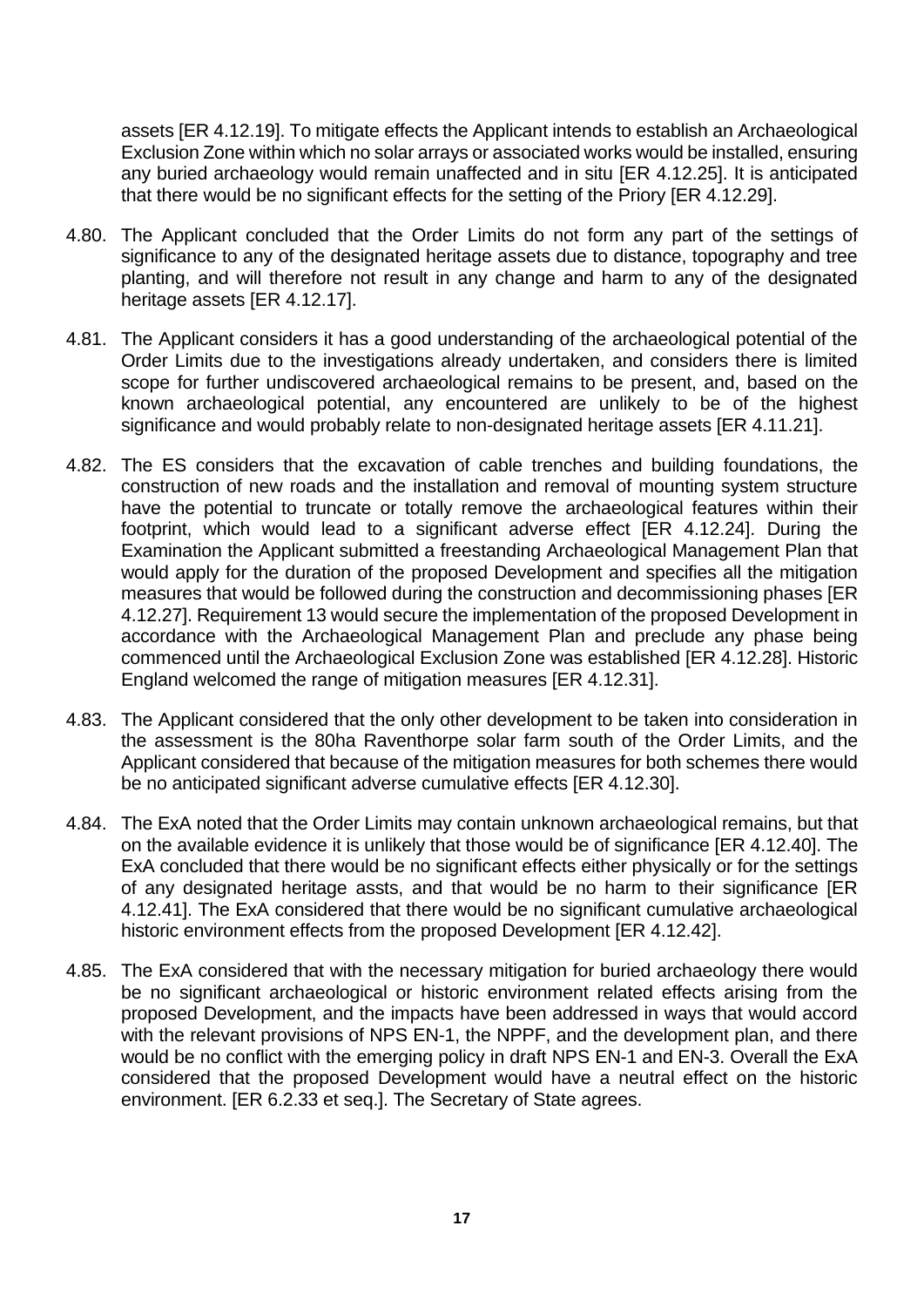assets [ER 4.12.19]. To mitigate effects the Applicant intends to establish an Archaeological Exclusion Zone within which no solar arrays or associated works would be installed, ensuring any buried archaeology would remain unaffected and in situ [ER 4.12.25]. It is anticipated that there would be no significant effects for the setting of the Priory [ER 4.12.29].

4.80. The Applicant concluded that the Order Limits do not form any part of the settings of significance to any of the designated heritage assets due to distance, topography and tree planting, and will therefore not result in any change and harm to any of the designated heritage assets [ER 4.12.17].

4.81. The Applicant considers it has a good understanding of the archaeological potential of the Order Limits due to the investigations already undertaken, and considers there is limited scope for further undiscovered archaeological remains to be present, and, based on the known archaeological potential, any encountered are unlikely to be of the highest significance and would probably relate to non-designated heritage assets [ER 4.11.21].

4.82. The ES considers that the excavation of cable trenches and building foundations, the construction of new roads and the installation and removal of mounting system structure have the potential to truncate or totally remove the archaeological features within their footprint, which would lead to a significant adverse effect [ER 4.12.24]. During the Examination the Applicant submitted a freestanding Archaeological Management Plan that would apply for the duration of the proposed Development and specifies all the mitigation measures that would be followed during the construction and decommissioning phases [ER 4.12.27]. Requirement 13 would secure the implementation of the proposed Development in accordance with the Archaeological Management Plan and preclude any phase being commenced until the Archaeological Exclusion Zone was established [ER 4.12.28]. Historic England welcomed the range of mitigation measures [ER 4.12.31].

4.83. The Applicant considered that the only other development to be taken into consideration in the assessment is the 80ha Raventhorpe solar farm south of the Order Limits, and the Applicant considered that because of the mitigation measures for both schemes there would be no anticipated significant adverse cumulative effects [ER 4.12.30].

4.84. The ExA noted that the Order Limits may contain unknown archaeological remains, but that on the available evidence it is unlikely that those would be of significance [ER 4.12.40]. The ExA concluded that there would be no significant effects either physically or for the settings of any designated heritage assts, and that would be no harm to their significance [ER 4.12.41]. The ExA considered that there would be no significant cumulative archaeological historic environment effects from the proposed Development [ER 4.12.42].

4.85. The ExA considered that with the necessary mitigation for buried archaeology there would be no significant archaeological or historic environment related effects arising from the proposed Development, and the impacts have been addressed in ways that would accord with the relevant provisions of NPS EN-1, the NPPF, and the development plan, and there would be no conflict with the emerging policy in draft NPS EN-1 and EN-3. Overall the ExA considered that the proposed Development would have a neutral effect on the historic environment. [ER 6.2.33 et seq.]. The Secretary of State agrees.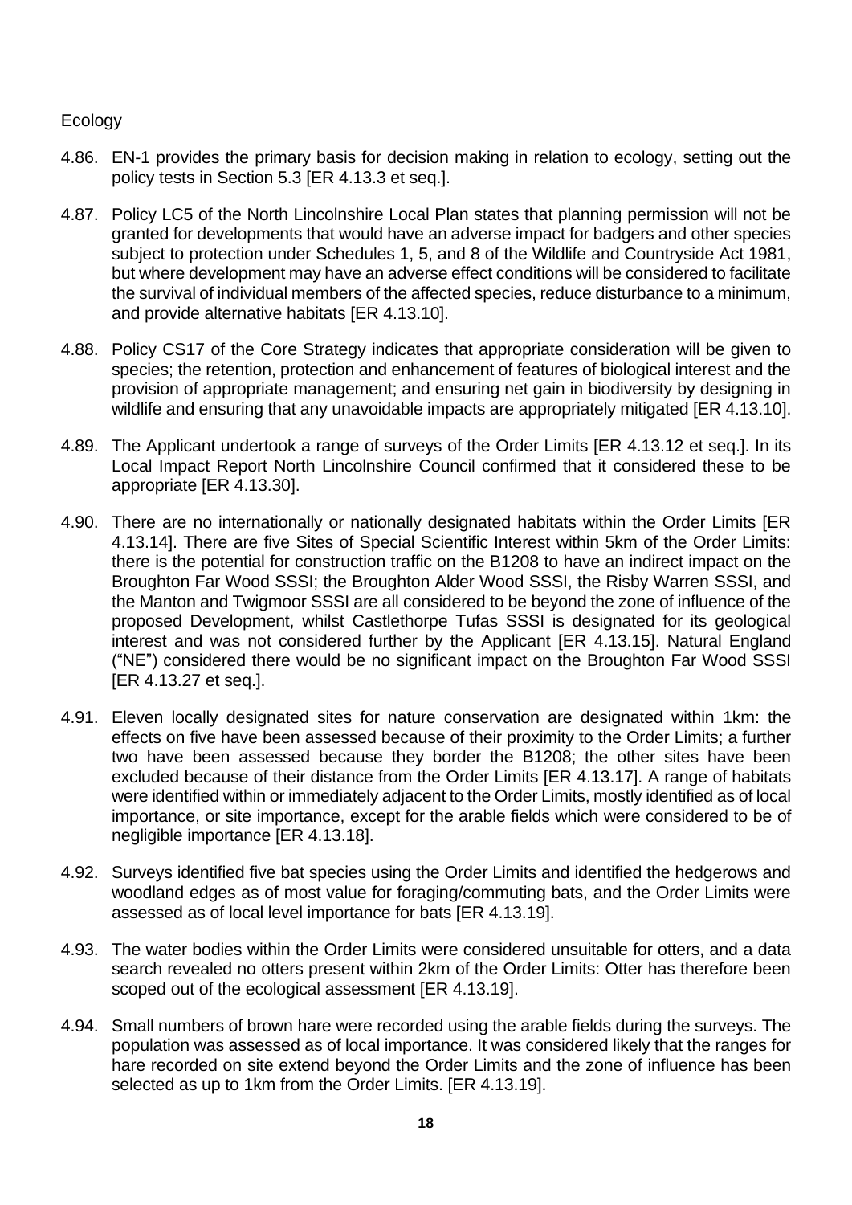Ecology

4.86. EN-1 provides the primary basis for decision making in relation to ecology, setting out the policy tests in Section 5.3 [ER 4.13.3 et seq.].

4.87. Policy LC5 of the North Lincolnshire Local Plan states that planning permission will not be granted for developments that would have an adverse impact for badgers and other species subject to protection under Schedules 1, 5, and 8 of the Wildlife and Countryside Act 1981, but where development may have an adverse effect conditions will be considered to facilitate the survival of individual members of the affected species, reduce disturbance to a minimum, and provide alternative habitats [ER 4.13.10].

4.88. Policy CS17 of the Core Strategy indicates that appropriate consideration will be given to species; the retention, protection and enhancement of features of biological interest and the provision of appropriate management; and ensuring net gain in biodiversity by designing in wildlife and ensuring that any unavoidable impacts are appropriately mitigated [ER 4.13.10].

4.89. The Applicant undertook a range of surveys of the Order Limits [ER 4.13.12 et seq.]. In its Local Impact Report North Lincolnshire Council confirmed that it considered these to be appropriate [ER 4.13.30].

4.90. There are no internationally or nationally designated habitats within the Order Limits [ER 4.13.14]. There are five Sites of Special Scientific Interest within 5km of the Order Limits: there is the potential for construction traffic on the B1208 to have an indirect impact on the Broughton Far Wood SSSI; the Broughton Alder Wood SSSI, the Risby Warren SSSI, and the Manton and Twigmoor SSSI are all considered to be beyond the zone of influence of the proposed Development, whilst Castlethorpe Tufas SSSI is designated for its geological interest and was not considered further by the Applicant [ER 4.13.15]. Natural England ("NE") considered there would be no significant impact on the Broughton Far Wood SSSI [ER 4.13.27 et seq.].

4.91. Eleven locally designated sites for nature conservation are designated within 1km: the effects on five have been assessed because of their proximity to the Order Limits; a further two have been assessed because they border the B1208; the other sites have been excluded because of their distance from the Order Limits [ER 4.13.17]. A range of habitats were identified within or immediately adjacent to the Order Limits, mostly identified as of local importance, or site importance, except for the arable fields which were considered to be of negligible importance [ER 4.13.18].

4.92. Surveys identified five bat species using the Order Limits and identified the hedgerows and woodland edges as of most value for foraging/commuting bats, and the Order Limits were assessed as of local level importance for bats [ER 4.13.19].

4.93. The water bodies within the Order Limits were considered unsuitable for otters, and a data search revealed no otters present within 2km of the Order Limits: Otter has therefore been scoped out of the ecological assessment [ER 4.13.19].

4.94. Small numbers of brown hare were recorded using the arable fields during the surveys. The population was assessed as of local importance. It was considered likely that the ranges for hare recorded on site extend beyond the Order Limits and the zone of influence has been selected as up to 1km from the Order Limits. [ER 4.13.19].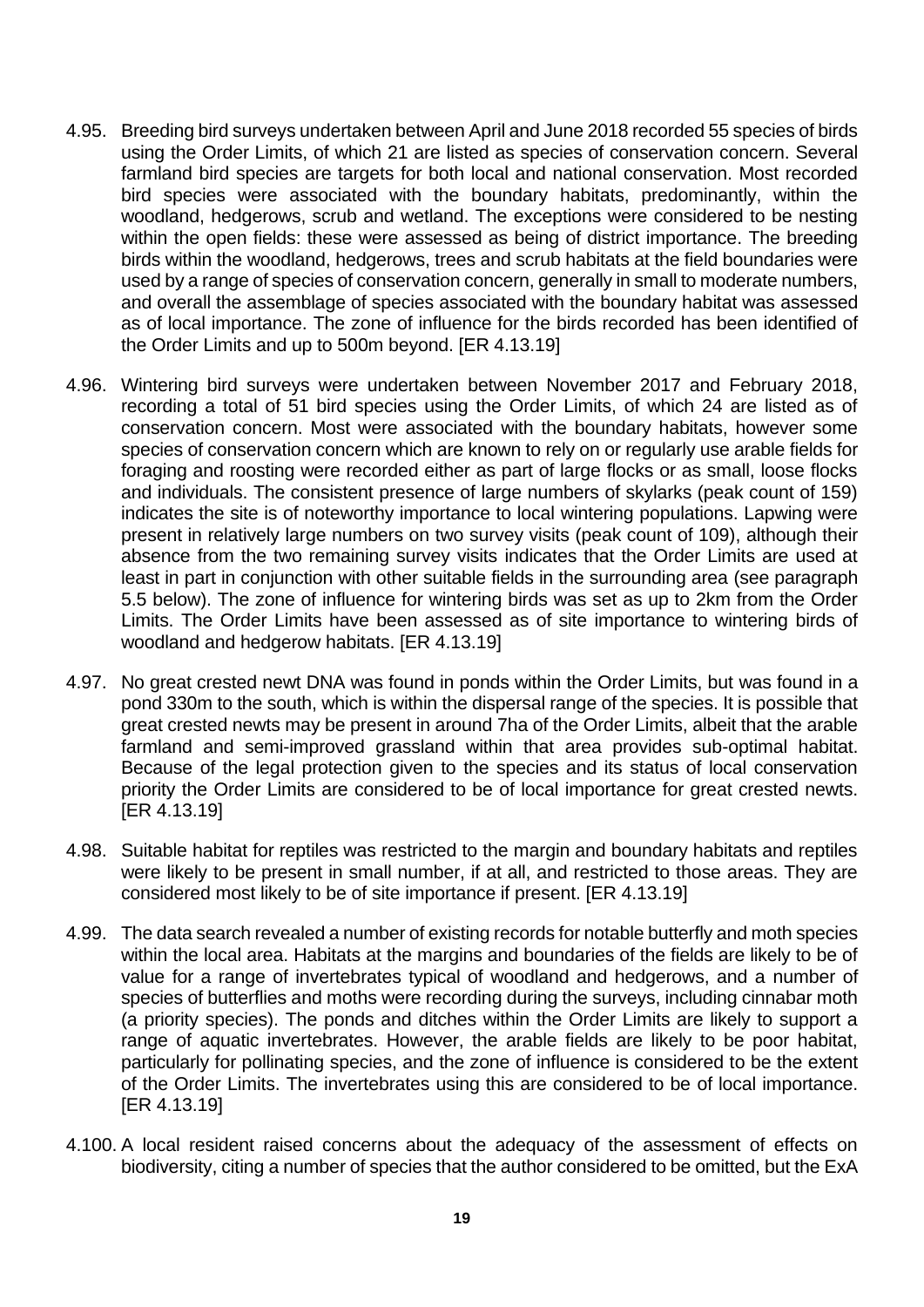4.95. Breeding bird surveys undertaken between April and June 2018 recorded 55 species of birds using the Order Limits, of which 21 are listed as species of conservation concern. Several farmland bird species are targets for both local and national conservation. Most recorded bird species were associated with the boundary habitats, predominantly, within the woodland, hedgerows, scrub and wetland. The exceptions were considered to be nesting within the open fields: these were assessed as being of district importance. The breeding birds within the woodland, hedgerows, trees and scrub habitats at the field boundaries were used by a range of species of conservation concern, generally in small to moderate numbers, and overall the assemblage of species associated with the boundary habitat was assessed as of local importance. The zone of influence for the birds recorded has been identified of the Order Limits and up to 500m beyond. [ER 4.13.19]

4.96. Wintering bird surveys were undertaken between November 2017 and February 2018, recording a total of 51 bird species using the Order Limits, of which 24 are listed as of conservation concern. Most were associated with the boundary habitats, however some species of conservation concern which are known to rely on or regularly use arable fields for foraging and roosting were recorded either as part of large flocks or as small, loose flocks and individuals. The consistent presence of large numbers of skylarks (peak count of 159) indicates the site is of noteworthy importance to local wintering populations. Lapwing were present in relatively large numbers on two survey visits (peak count of 109), although their absence from the two remaining survey visits indicates that the Order Limits are used at least in part in conjunction with other suitable fields in the surrounding area (see paragraph 5.5 below). The zone of influence for wintering birds was set as up to 2km from the Order Limits. The Order Limits have been assessed as of site importance to wintering birds of woodland and hedgerow habitats. [ER 4.13.19]

4.97. No great crested newt DNA was found in ponds within the Order Limits, but was found in a pond 330m to the south, which is within the dispersal range of the species. It is possible that great crested newts may be present in around 7ha of the Order Limits, albeit that the arable farmland and semi-improved grassland within that area provides sub-optimal habitat. Because of the legal protection given to the species and its status of local conservation priority the Order Limits are considered to be of local importance for great crested newts. [ER 4.13.19]

4.98. Suitable habitat for reptiles was restricted to the margin and boundary habitats and reptiles were likely to be present in small number, if at all, and restricted to those areas. They are considered most likely to be of site importance if present. [ER 4.13.19]

4.99. The data search revealed a number of existing records for notable butterfly and moth species within the local area. Habitats at the margins and boundaries of the fields are likely to be of value for a range of invertebrates typical of woodland and hedgerows, and a number of species of butterflies and moths were recording during the surveys, including cinnabar moth (a priority species). The ponds and ditches within the Order Limits are likely to support a range of aquatic invertebrates. However, the arable fields are likely to be poor habitat, particularly for pollinating species, and the zone of influence is considered to be the extent of the Order Limits. The invertebrates using this are considered to be of local importance. [ER 4.13.19]

4.100. A local resident raised concerns about the adequacy of the assessment of effects on biodiversity, citing a number of species that the author considered to be omitted, but the ExA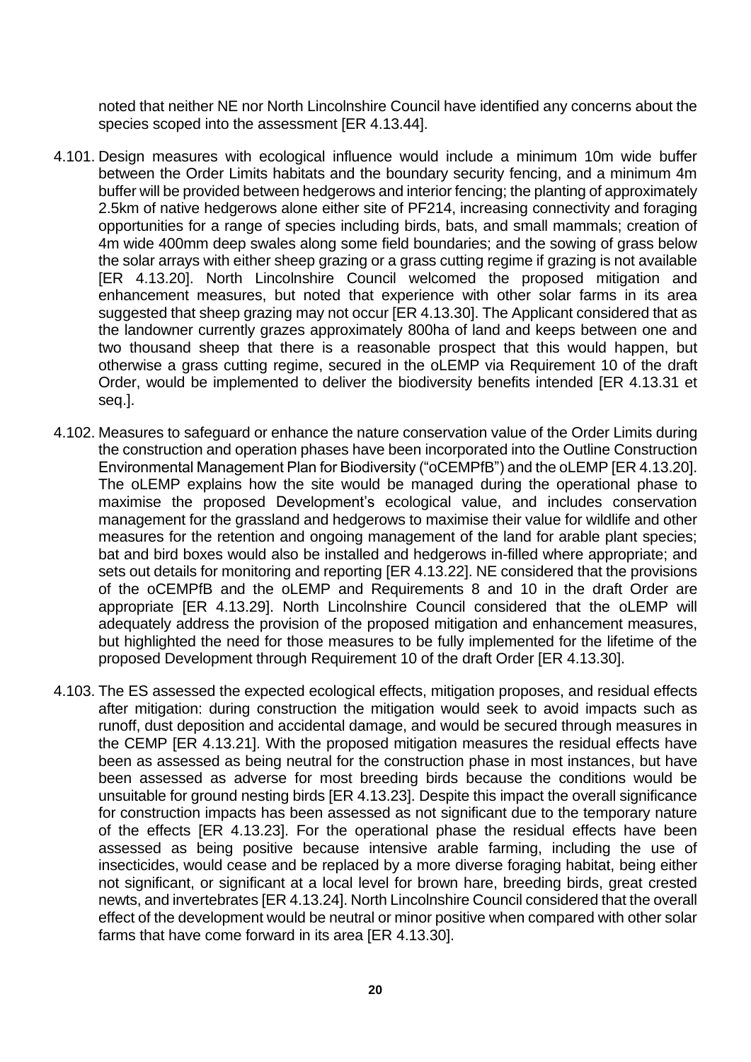noted that neither NE nor North Lincolnshire Council have identified any concerns about the species scoped into the assessment [ER 4.13.44].

4.101. Design measures with ecological influence would include a minimum 10m wide buffer between the Order Limits habitats and the boundary security fencing, and a minimum 4m buffer will be provided between hedgerows and interior fencing; the planting of approximately 2.5km of native hedgerows alone either site of PF214, increasing connectivity and foraging opportunities for a range of species including birds, bats, and small mammals; creation of 4m wide 400mm deep swales along some field boundaries; and the sowing of grass below the solar arrays with either sheep grazing or a grass cutting regime if grazing is not available [ER 4.13.20]. North Lincolnshire Council welcomed the proposed mitigation and enhancement measures, but noted that experience with other solar farms in its area suggested that sheep grazing may not occur [ER 4.13.30]. The Applicant considered that as the landowner currently grazes approximately 800ha of land and keeps between one and two thousand sheep that there is a reasonable prospect that this would happen, but otherwise a grass cutting regime, secured in the oLEMP via Requirement 10 of the draft Order, would be implemented to deliver the biodiversity benefits intended [ER 4.13.31 et seq.].

4.102. Measures to safeguard or enhance the nature conservation value of the Order Limits during the construction and operation phases have been incorporated into the Outline Construction Environmental Management Plan for Biodiversity ("oCEMPfB") and the oLEMP [ER 4.13.20]. The oLEMP explains how the site would be managed during the operational phase to maximise the proposed Development's ecological value, and includes conservation management for the grassland and hedgerows to maximise their value for wildlife and other measures for the retention and ongoing management of the land for arable plant species; bat and bird boxes would also be installed and hedgerows in-filled where appropriate; and sets out details for monitoring and reporting [ER 4.13.22]. NE considered that the provisions of the oCEMPfB and the oLEMP and Requirements 8 and 10 in the draft Order are appropriate [ER 4.13.29]. North Lincolnshire Council considered that the oLEMP will adequately address the provision of the proposed mitigation and enhancement measures, but highlighted the need for those measures to be fully implemented for the lifetime of the proposed Development through Requirement 10 of the draft Order [ER 4.13.30].

4.103. The ES assessed the expected ecological effects, mitigation proposes, and residual effects after mitigation: during construction the mitigation would seek to avoid impacts such as runoff, dust deposition and accidental damage, and would be secured through measures in the CEMP [ER 4.13.21]. With the proposed mitigation measures the residual effects have been as assessed as being neutral for the construction phase in most instances, but have been assessed as adverse for most breeding birds because the conditions would be unsuitable for ground nesting birds [ER 4.13.23]. Despite this impact the overall significance for construction impacts has been assessed as not significant due to the temporary nature of the effects [ER 4.13.23]. For the operational phase the residual effects have been assessed as being positive because intensive arable farming, including the use of insecticides, would cease and be replaced by a more diverse foraging habitat, being either not significant, or significant at a local level for brown hare, breeding birds, great crested newts, and invertebrates [ER 4.13.24]. North Lincolnshire Council considered that the overall effect of the development would be neutral or minor positive when compared with other solar farms that have come forward in its area [ER 4.13.30].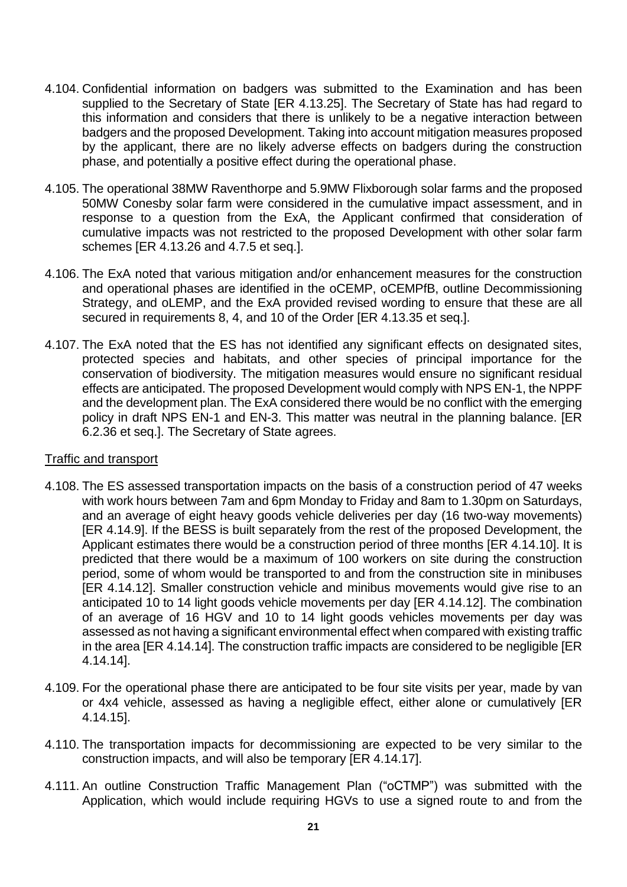4.104. Confidential information on badgers was submitted to the Examination and has been supplied to the Secretary of State [ER 4.13.25]. The Secretary of State has had regard to this information and considers that there is unlikely to be a negative interaction between badgers and the proposed Development. Taking into account mitigation measures proposed by the applicant, there are no likely adverse effects on badgers during the construction phase, and potentially a positive effect during the operational phase.

4.105. The operational 38MW Raventhorpe and 5.9MW Flixborough solar farms and the proposed 50MW Conesby solar farm were considered in the cumulative impact assessment, and in response to a question from the ExA, the Applicant confirmed that consideration of cumulative impacts was not restricted to the proposed Development with other solar farm schemes [ER 4.13.26 and 4.7.5 et seq.].

4.106. The ExA noted that various mitigation and/or enhancement measures for the construction and operational phases are identified in the oCEMP, oCEMPfB, outline Decommissioning Strategy, and oLEMP, and the ExA provided revised wording to ensure that these are all secured in requirements 8, 4, and 10 of the Order [ER 4.13.35 et seq.].

4.107. The ExA noted that the ES has not identified any significant effects on designated sites, protected species and habitats, and other species of principal importance for the conservation of biodiversity. The mitigation measures would ensure no significant residual effects are anticipated. The proposed Development would comply with NPS EN-1, the NPPF and the development plan. The ExA considered there would be no conflict with the emerging policy in draft NPS EN-1 and EN-3. This matter was neutral in the planning balance. [ER 6.2.36 et seq.]. The Secretary of State agrees.

Traffic and transport

4.108. The ES assessed transportation impacts on the basis of a construction period of 47 weeks with work hours between 7am and 6pm Monday to Friday and 8am to 1.30pm on Saturdays, and an average of eight heavy goods vehicle deliveries per day (16 two-way movements) [ER 4.14.9]. If the BESS is built separately from the rest of the proposed Development, the Applicant estimates there would be a construction period of three months [ER 4.14.10]. It is predicted that there would be a maximum of 100 workers on site during the construction period, some of whom would be transported to and from the construction site in minibuses [ER 4.14.12]. Smaller construction vehicle and minibus movements would give rise to an anticipated 10 to 14 light goods vehicle movements per day [ER 4.14.12]. The combination of an average of 16 HGV and 10 to 14 light goods vehicles movements per day was assessed as not having a significant environmental effect when compared with existing traffic in the area [ER 4.14.14]. The construction traffic impacts are considered to be negligible [ER 4.14.14].

4.109. For the operational phase there are anticipated to be four site visits per year, made by van or 4x4 vehicle, assessed as having a negligible effect, either alone or cumulatively [ER 4.14.15].

4.110. The transportation impacts for decommissioning are expected to be very similar to the construction impacts, and will also be temporary [ER 4.14.17].

4.111. An outline Construction Traffic Management Plan ("oCTMP") was submitted with the Application, which would include requiring HGVs to use a signed route to and from the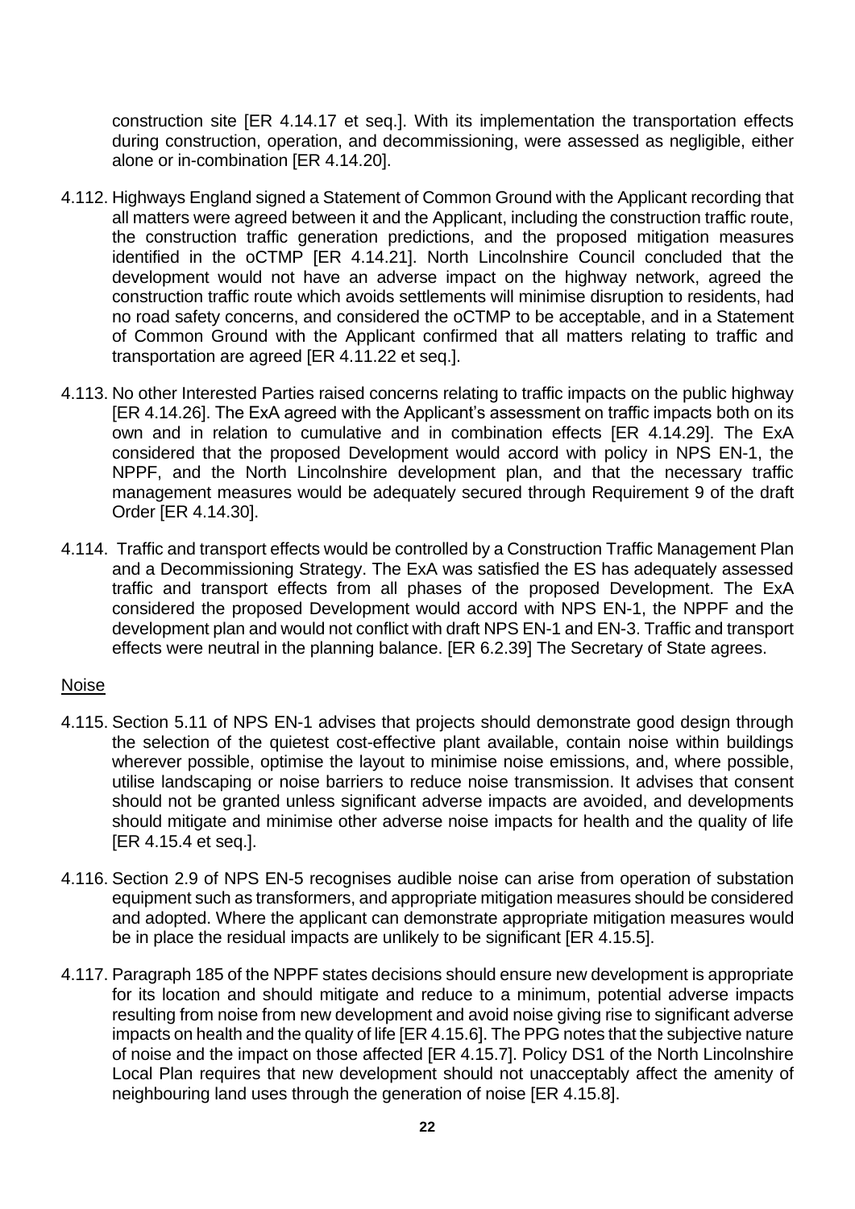construction site [ER 4.14.17 et seq.]. With its implementation the transportation effects during construction, operation, and decommissioning, were assessed as negligible, either alone or in-combination [ER 4.14.20].

4.112. Highways England signed a Statement of Common Ground with the Applicant recording that all matters were agreed between it and the Applicant, including the construction traffic route, the construction traffic generation predictions, and the proposed mitigation measures identified in the oCTMP [ER 4.14.21]. North Lincolnshire Council concluded that the development would not have an adverse impact on the highway network, agreed the construction traffic route which avoids settlements will minimise disruption to residents, had no road safety concerns, and considered the oCTMP to be acceptable, and in a Statement of Common Ground with the Applicant confirmed that all matters relating to traffic and transportation are agreed [ER 4.11.22 et seq.].

4.113. No other Interested Parties raised concerns relating to traffic impacts on the public highway [ER 4.14.26]. The ExA agreed with the Applicant's assessment on traffic impacts both on its own and in relation to cumulative and in combination effects [ER 4.14.29]. The ExA considered that the proposed Development would accord with policy in NPS EN-1, the NPPF, and the North Lincolnshire development plan, and that the necessary traffic management measures would be adequately secured through Requirement 9 of the draft Order [ER 4.14.30].

4.114. Traffic and transport effects would be controlled by a Construction Traffic Management Plan and a Decommissioning Strategy. The ExA was satisfied the ES has adequately assessed traffic and transport effects from all phases of the proposed Development. The ExA considered the proposed Development would accord with NPS EN-1, the NPPF and the development plan and would not conflict with draft NPS EN-1 and EN-3. Traffic and transport effects were neutral in the planning balance. [ER 6.2.39] The Secretary of State agrees.

## Noise

4.115. Section 5.11 of NPS EN-1 advises that projects should demonstrate good design through the selection of the quietest cost-effective plant available, contain noise within buildings wherever possible, optimise the layout to minimise noise emissions, and, where possible, utilise landscaping or noise barriers to reduce noise transmission. It advises that consent should not be granted unless significant adverse impacts are avoided, and developments should mitigate and minimise other adverse noise impacts for health and the quality of life [ER 4.15.4 et seq.].

4.116. Section 2.9 of NPS EN-5 recognises audible noise can arise from operation of substation equipment such as transformers, and appropriate mitigation measures should be considered and adopted. Where the applicant can demonstrate appropriate mitigation measures would be in place the residual impacts are unlikely to be significant [ER 4.15.5].

4.117. Paragraph 185 of the NPPF states decisions should ensure new development is appropriate for its location and should mitigate and reduce to a minimum, potential adverse impacts resulting from noise from new development and avoid noise giving rise to significant adverse impacts on health and the quality of life [ER 4.15.6]. The PPG notes that the subjective nature of noise and the impact on those affected [ER 4.15.7]. Policy DS1 of the North Lincolnshire Local Plan requires that new development should not unacceptably affect the amenity of neighbouring land uses through the generation of noise [ER 4.15.8].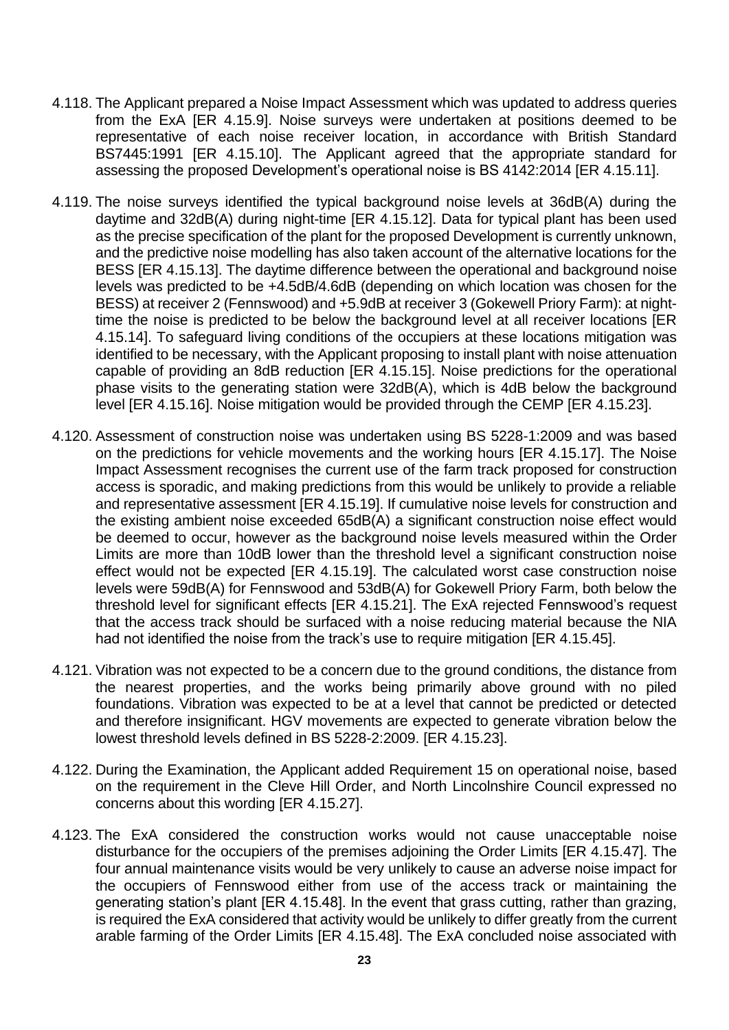4.118. The Applicant prepared a Noise Impact Assessment which was updated to address queries from the ExA [ER 4.15.9]. Noise surveys were undertaken at positions deemed to be representative of each noise receiver location, in accordance with British Standard BS7445:1991 [ER 4.15.10]. The Applicant agreed that the appropriate standard for assessing the proposed Development's operational noise is BS 4142:2014 [ER 4.15.11].

4.119. The noise surveys identified the typical background noise levels at 36dB(A) during the daytime and 32dB(A) during night-time [ER 4.15.12]. Data for typical plant has been used as the precise specification of the plant for the proposed Development is currently unknown, and the predictive noise modelling has also taken account of the alternative locations for the BESS [ER 4.15.13]. The daytime difference between the operational and background noise levels was predicted to be +4.5dB/4.6dB (depending on which location was chosen for the BESS) at receiver 2 (Fennswood) and +5.9dB at receiver 3 (Gokewell Priory Farm): at night-time the noise is predicted to be below the background level at all receiver locations [ER 4.15.14]. To safeguard living conditions of the occupiers at these locations mitigation was identified to be necessary, with the Applicant proposing to install plant with noise attenuation capable of providing an 8dB reduction [ER 4.15.15]. Noise predictions for the operational phase visits to the generating station were 32dB(A), which is 4dB below the background level [ER 4.15.16]. Noise mitigation would be provided through the CEMP [ER 4.15.23].

4.120. Assessment of construction noise was undertaken using BS 5228-1:2009 and was based on the predictions for vehicle movements and the working hours [ER 4.15.17]. The Noise Impact Assessment recognises the current use of the farm track proposed for construction access is sporadic, and making predictions from this would be unlikely to provide a reliable and representative assessment [ER 4.15.19]. If cumulative noise levels for construction and the existing ambient noise exceeded 65dB(A) a significant construction noise effect would be deemed to occur, however as the background noise levels measured within the Order Limits are more than 10dB lower than the threshold level a significant construction noise effect would not be expected [ER 4.15.19]. The calculated worst case construction noise levels were 59dB(A) for Fennswood and 53dB(A) for Gokewell Priory Farm, both below the threshold level for significant effects [ER 4.15.21]. The ExA rejected Fennswood's request that the access track should be surfaced with a noise reducing material because the NIA had not identified the noise from the track's use to require mitigation [ER 4.15.45].

4.121. Vibration was not expected to be a concern due to the ground conditions, the distance from the nearest properties, and the works being primarily above ground with no piled foundations. Vibration was expected to be at a level that cannot be predicted or detected and therefore insignificant. HGV movements are expected to generate vibration below the lowest threshold levels defined in BS 5228-2:2009. [ER 4.15.23].

4.122. During the Examination, the Applicant added Requirement 15 on operational noise, based on the requirement in the Cleve Hill Order, and North Lincolnshire Council expressed no concerns about this wording [ER 4.15.27].

4.123. The ExA considered the construction works would not cause unacceptable noise disturbance for the occupiers of the premises adjoining the Order Limits [ER 4.15.47]. The four annual maintenance visits would be very unlikely to cause an adverse noise impact for the occupiers of Fennswood either from use of the access track or maintaining the generating station's plant [ER 4.15.48]. In the event that grass cutting, rather than grazing, is required the ExA considered that activity would be unlikely to differ greatly from the current arable farming of the Order Limits [ER 4.15.48]. The ExA concluded noise associated with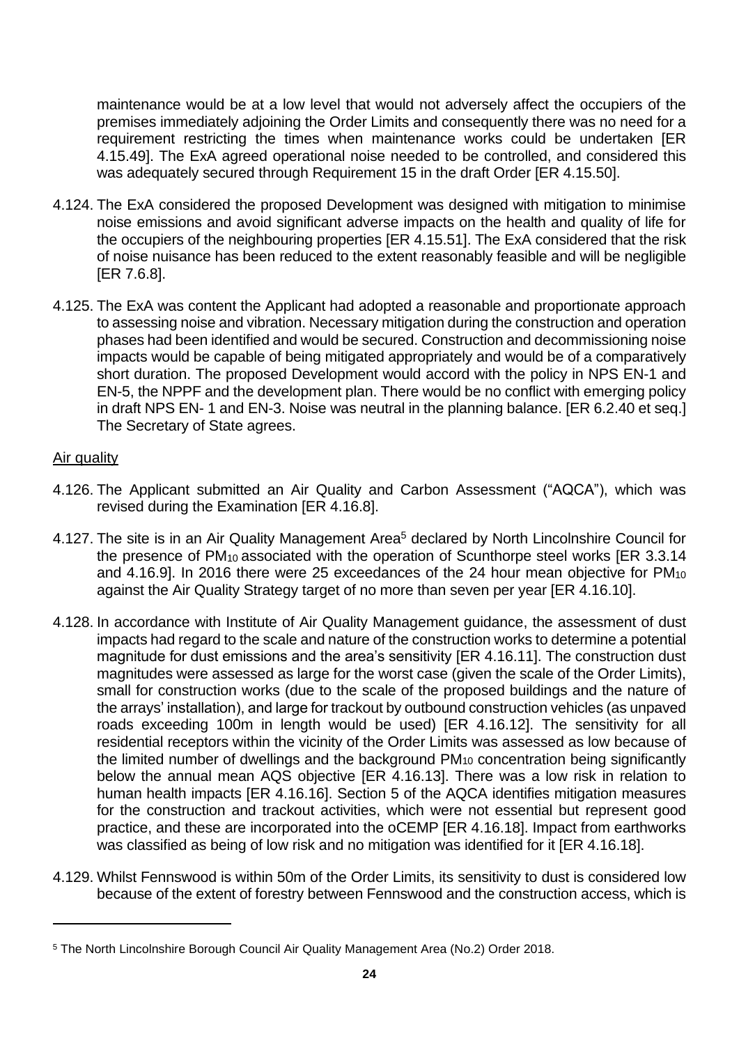maintenance would be at a low level that would not adversely affect the occupiers of the premises immediately adjoining the Order Limits and consequently there was no need for a requirement restricting the times when maintenance works could be undertaken [ER 4.15.49]. The ExA agreed operational noise needed to be controlled, and considered this was adequately secured through Requirement 15 in the draft Order [ER 4.15.50].

4.124. The ExA considered the proposed Development was designed with mitigation to minimise noise emissions and avoid significant adverse impacts on the health and quality of life for the occupiers of the neighbouring properties [ER 4.15.51]. The ExA considered that the risk of noise nuisance has been reduced to the extent reasonably feasible and will be negligible [ER 7.6.8].

4.125. The ExA was content the Applicant had adopted a reasonable and proportionate approach to assessing noise and vibration. Necessary mitigation during the construction and operation phases had been identified and would be secured. Construction and decommissioning noise impacts would be capable of being mitigated appropriately and would be of a comparatively short duration. The proposed Development would accord with the policy in NPS EN-1 and EN-5, the NPPF and the development plan. There would be no conflict with emerging policy in draft NPS EN- 1 and EN-3. Noise was neutral in the planning balance. [ER 6.2.40 et seq.] The Secretary of State agrees.

Air quality

4.126. The Applicant submitted an Air Quality and Carbon Assessment ("AQCA"), which was revised during the Examination [ER 4.16.8].

4.127. The site is in an Air Quality Management Area[5] declared by North Lincolnshire Council for the presence of $PM_{10}$ associated with the operation of Scunthorpe steel works [ER 3.3.14 and 4.16.9]. In 2016 there were 25 exceedances of the 24 hour mean objective for $PM_{10}$ against the Air Quality Strategy target of no more than seven per year [ER 4.16.10].

4.128. In accordance with Institute of Air Quality Management guidance, the assessment of dust impacts had regard to the scale and nature of the construction works to determine a potential magnitude for dust emissions and the area's sensitivity [ER 4.16.11]. The construction dust magnitudes were assessed as large for the worst case (given the scale of the Order Limits), small for construction works (due to the scale of the proposed buildings and the nature of the arrays' installation), and large for trackout by outbound construction vehicles (as unpaved roads exceeding 100m in length would be used) [ER 4.16.12]. The sensitivity for all residential receptors within the vicinity of the Order Limits was assessed as low because of the limited number of dwellings and the background $PM_{10}$ concentration being significantly below the annual mean AQS objective [ER 4.16.13]. There was a low risk in relation to human health impacts [ER 4.16.16]. Section 5 of the AQCA identifies mitigation measures for the construction and trackout activities, which were not essential but represent good practice, and these are incorporated into the oCEMP [ER 4.16.18]. Impact from earthworks was classified as being of low risk and no mitigation was identified for it [ER 4.16.18].

4.129. Whilst Fennswood is within 50m of the Order Limits, its sensitivity to dust is considered low because of the extent of forestry between Fennswood and the construction access, which is

[5] The North Lincolnshire Borough Council Air Quality Management Area (No.2) Order 2018.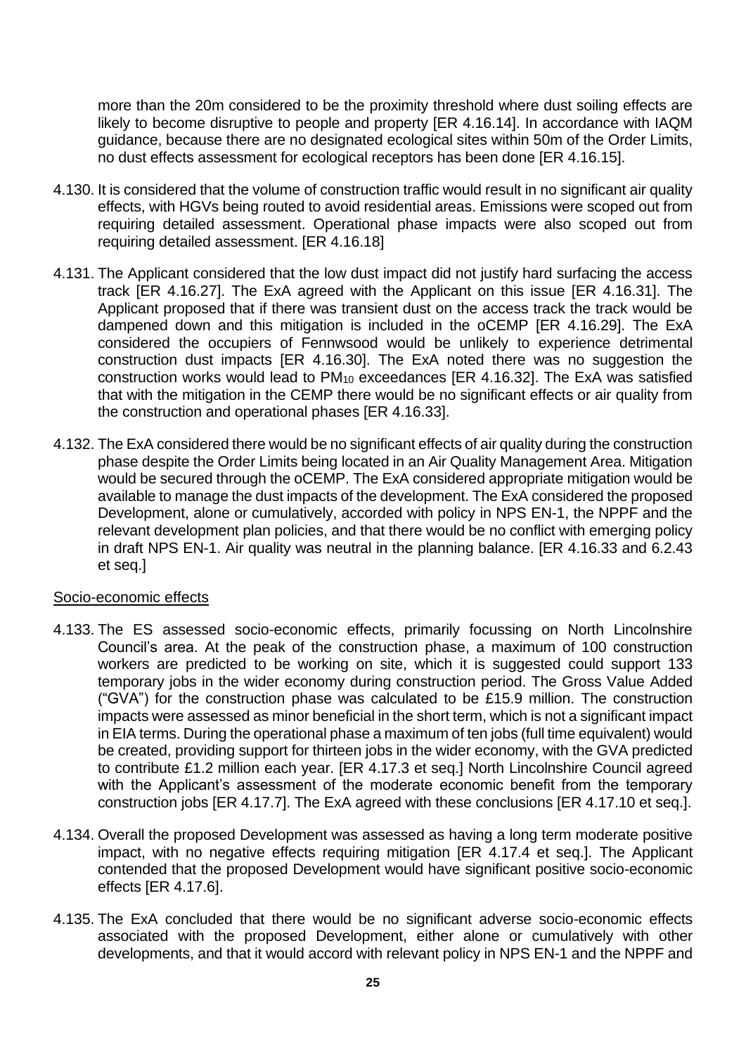more than the 20m considered to be the proximity threshold where dust soiling effects are likely to become disruptive to people and property [ER 4.16.14]. In accordance with IAQM guidance, because there are no designated ecological sites within 50m of the Order Limits, no dust effects assessment for ecological receptors has been done [ER 4.16.15].

4.130. It is considered that the volume of construction traffic would result in no significant air quality effects, with HGVs being routed to avoid residential areas. Emissions were scoped out from requiring detailed assessment. Operational phase impacts were also scoped out from requiring detailed assessment. [ER 4.16.18]

4.131. The Applicant considered that the low dust impact did not justify hard surfacing the access track [ER 4.16.27]. The ExA agreed with the Applicant on this issue [ER 4.16.31]. The Applicant proposed that if there was transient dust on the access track the track would be dampened down and this mitigation is included in the oCEMP [ER 4.16.29]. The ExA considered the occupiers of Fennwsood would be unlikely to experience detrimental construction dust impacts [ER 4.16.30]. The ExA noted there was no suggestion the construction works would lead to $PM_{10}$ exceedances [ER 4.16.32]. The ExA was satisfied that with the mitigation in the CEMP there would be no significant effects or air quality from the construction and operational phases [ER 4.16.33].

4.132. The ExA considered there would be no significant effects of air quality during the construction phase despite the Order Limits being located in an Air Quality Management Area. Mitigation would be secured through the oCEMP. The ExA considered appropriate mitigation would be available to manage the dust impacts of the development. The ExA considered the proposed Development, alone or cumulatively, accorded with policy in NPS EN-1, the NPPF and the relevant development plan policies, and that there would be no conflict with emerging policy in draft NPS EN-1. Air quality was neutral in the planning balance. [ER 4.16.33 and 6.2.43 et seq.]

## Socio-economic effects

4.133. The ES assessed socio-economic effects, primarily focussing on North Lincolnshire Council's area. At the peak of the construction phase, a maximum of 100 construction workers are predicted to be working on site, which it is suggested could support 133 temporary jobs in the wider economy during construction period. The Gross Value Added ("GVA") for the construction phase was calculated to be £15.9 million. The construction impacts were assessed as minor beneficial in the short term, which is not a significant impact in EIA terms. During the operational phase a maximum of ten jobs (full time equivalent) would be created, providing support for thirteen jobs in the wider economy, with the GVA predicted to contribute £1.2 million each year. [ER 4.17.3 et seq.] North Lincolnshire Council agreed with the Applicant's assessment of the moderate economic benefit from the temporary construction jobs [ER 4.17.7]. The ExA agreed with these conclusions [ER 4.17.10 et seq.].

4.134. Overall the proposed Development was assessed as having a long term moderate positive impact, with no negative effects requiring mitigation [ER 4.17.4 et seq.]. The Applicant contended that the proposed Development would have significant positive socio-economic effects [ER 4.17.6].

4.135. The ExA concluded that there would be no significant adverse socio-economic effects associated with the proposed Development, either alone or cumulatively with other developments, and that it would accord with relevant policy in NPS EN-1 and the NPPF and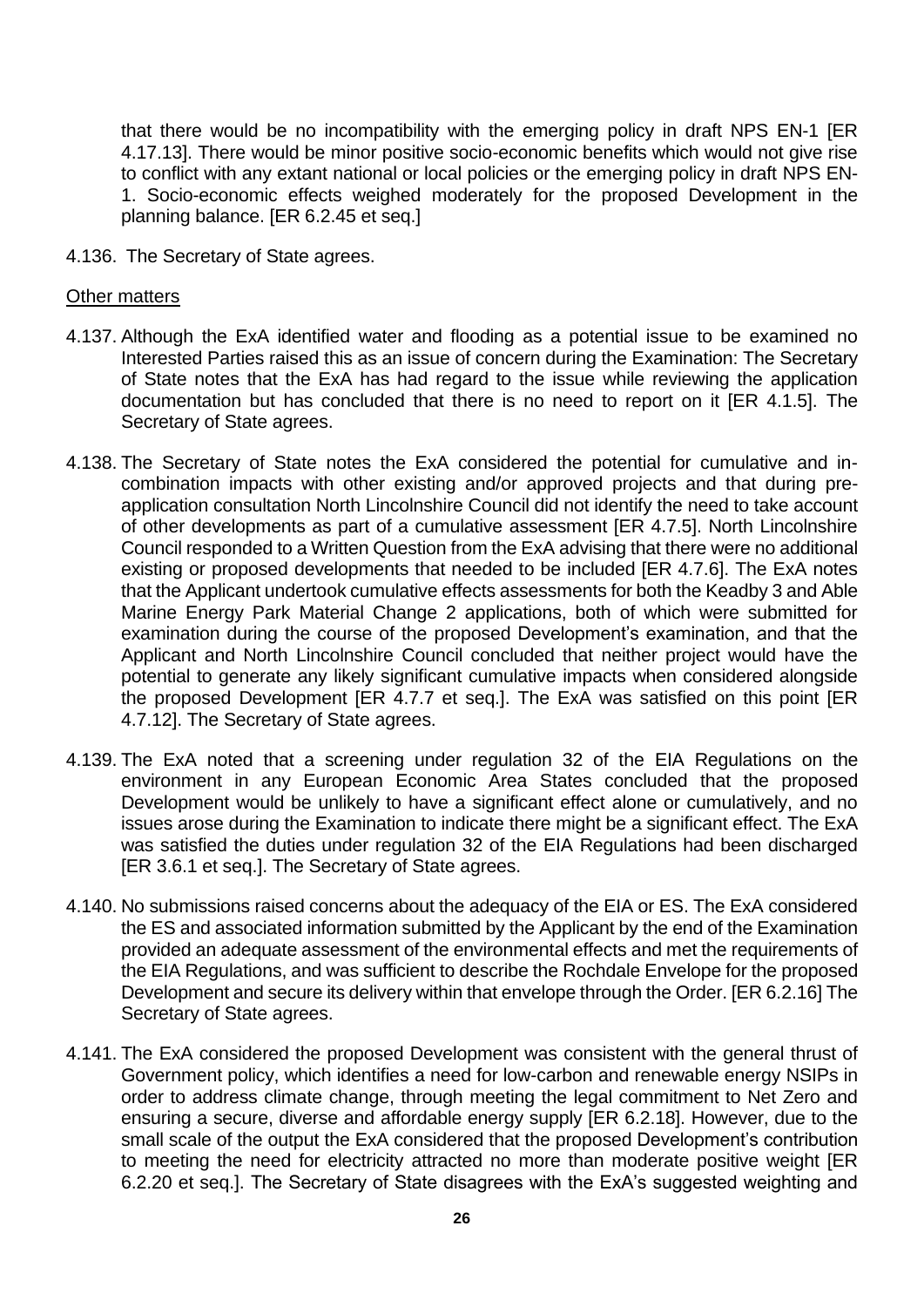that there would be no incompatibility with the emerging policy in draft NPS EN-1 [ER 4.17.13]. There would be minor positive socio-economic benefits which would not give rise to conflict with any extant national or local policies or the emerging policy in draft NPS EN-1. Socio-economic effects weighed moderately for the proposed Development in the planning balance. [ER 6.2.45 et seq.]

4.136. The Secretary of State agrees.

Other matters

4.137. Although the ExA identified water and flooding as a potential issue to be examined no Interested Parties raised this as an issue of concern during the Examination: The Secretary of State notes that the ExA has had regard to the issue while reviewing the application documentation but has concluded that there is no need to report on it [ER 4.1.5]. The Secretary of State agrees.

4.138. The Secretary of State notes the ExA considered the potential for cumulative and in-combination impacts with other existing and/or approved projects and that during pre-application consultation North Lincolnshire Council did not identify the need to take account of other developments as part of a cumulative assessment [ER 4.7.5]. North Lincolnshire Council responded to a Written Question from the ExA advising that there were no additional existing or proposed developments that needed to be included [ER 4.7.6]. The ExA notes that the Applicant undertook cumulative effects assessments for both the Keadby 3 and Able Marine Energy Park Material Change 2 applications, both of which were submitted for examination during the course of the proposed Development's examination, and that the Applicant and North Lincolnshire Council concluded that neither project would have the potential to generate any likely significant cumulative impacts when considered alongside the proposed Development [ER 4.7.7 et seq.]. The ExA was satisfied on this point [ER 4.7.12]. The Secretary of State agrees.

4.139. The ExA noted that a screening under regulation 32 of the EIA Regulations on the environment in any European Economic Area States concluded that the proposed Development would be unlikely to have a significant effect alone or cumulatively, and no issues arose during the Examination to indicate there might be a significant effect. The ExA was satisfied the duties under regulation 32 of the EIA Regulations had been discharged [ER 3.6.1 et seq.]. The Secretary of State agrees.

4.140. No submissions raised concerns about the adequacy of the EIA or ES. The ExA considered the ES and associated information submitted by the Applicant by the end of the Examination provided an adequate assessment of the environmental effects and met the requirements of the EIA Regulations, and was sufficient to describe the Rochdale Envelope for the proposed Development and secure its delivery within that envelope through the Order. [ER 6.2.16] The Secretary of State agrees.

4.141. The ExA considered the proposed Development was consistent with the general thrust of Government policy, which identifies a need for low-carbon and renewable energy NSIPs in order to address climate change, through meeting the legal commitment to Net Zero and ensuring a secure, diverse and affordable energy supply [ER 6.2.18]. However, due to the small scale of the output the ExA considered that the proposed Development's contribution to meeting the need for electricity attracted no more than moderate positive weight [ER 6.2.20 et seq.]. The Secretary of State disagrees with the ExA's suggested weighting and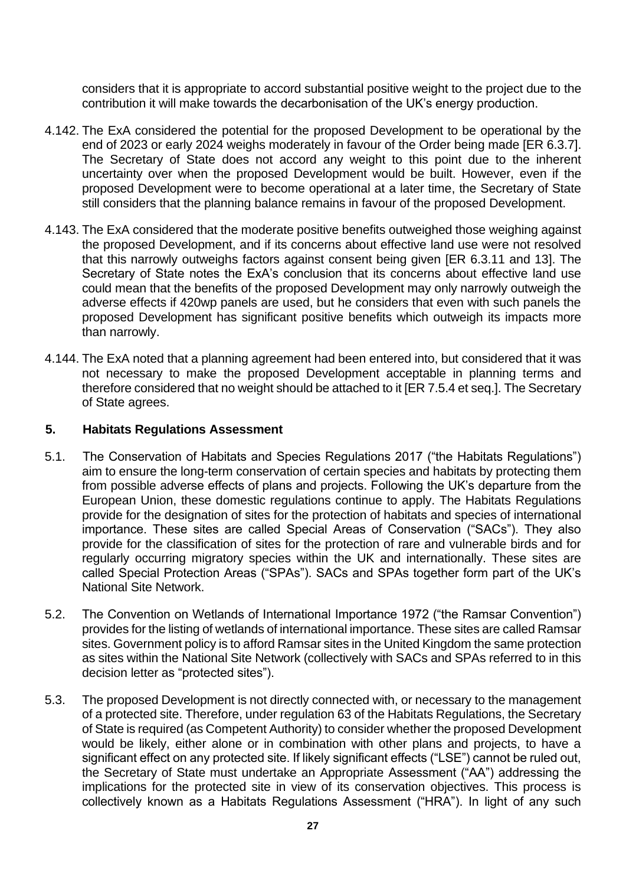considers that it is appropriate to accord substantial positive weight to the project due to the contribution it will make towards the decarbonisation of the UK's energy production.

4.142. The ExA considered the potential for the proposed Development to be operational by the end of 2023 or early 2024 weighs moderately in favour of the Order being made [ER 6.3.7]. The Secretary of State does not accord any weight to this point due to the inherent uncertainty over when the proposed Development would be built. However, even if the proposed Development were to become operational at a later time, the Secretary of State still considers that the planning balance remains in favour of the proposed Development.

4.143. The ExA considered that the moderate positive benefits outweighed those weighing against the proposed Development, and if its concerns about effective land use were not resolved that this narrowly outweighs factors against consent being given [ER 6.3.11 and 13]. The Secretary of State notes the ExA's conclusion that its concerns about effective land use could mean that the benefits of the proposed Development may only narrowly outweigh the adverse effects if 420wp panels are used, but he considers that even with such panels the proposed Development has significant positive benefits which outweigh its impacts more than narrowly.

4.144. The ExA noted that a planning agreement had been entered into, but considered that it was not necessary to make the proposed Development acceptable in planning terms and therefore considered that no weight should be attached to it [ER 7.5.4 et seq.]. The Secretary of State agrees.

## 5. Habitats Regulations Assessment

5.1. The Conservation of Habitats and Species Regulations 2017 ("the Habitats Regulations") aim to ensure the long-term conservation of certain species and habitats by protecting them from possible adverse effects of plans and projects. Following the UK's departure from the European Union, these domestic regulations continue to apply. The Habitats Regulations provide for the designation of sites for the protection of habitats and species of international importance. These sites are called Special Areas of Conservation ("SACs"). They also provide for the classification of sites for the protection of rare and vulnerable birds and for regularly occurring migratory species within the UK and internationally. These sites are called Special Protection Areas ("SPAs"). SACs and SPAs together form part of the UK's National Site Network.

5.2. The Convention on Wetlands of International Importance 1972 ("the Ramsar Convention") provides for the listing of wetlands of international importance. These sites are called Ramsar sites. Government policy is to afford Ramsar sites in the United Kingdom the same protection as sites within the National Site Network (collectively with SACs and SPAs referred to in this decision letter as "protected sites").

5.3. The proposed Development is not directly connected with, or necessary to the management of a protected site. Therefore, under regulation 63 of the Habitats Regulations, the Secretary of State is required (as Competent Authority) to consider whether the proposed Development would be likely, either alone or in combination with other plans and projects, to have a significant effect on any protected site. If likely significant effects ("LSE") cannot be ruled out, the Secretary of State must undertake an Appropriate Assessment ("AA") addressing the implications for the protected site in view of its conservation objectives. This process is collectively known as a Habitats Regulations Assessment ("HRA"). In light of any such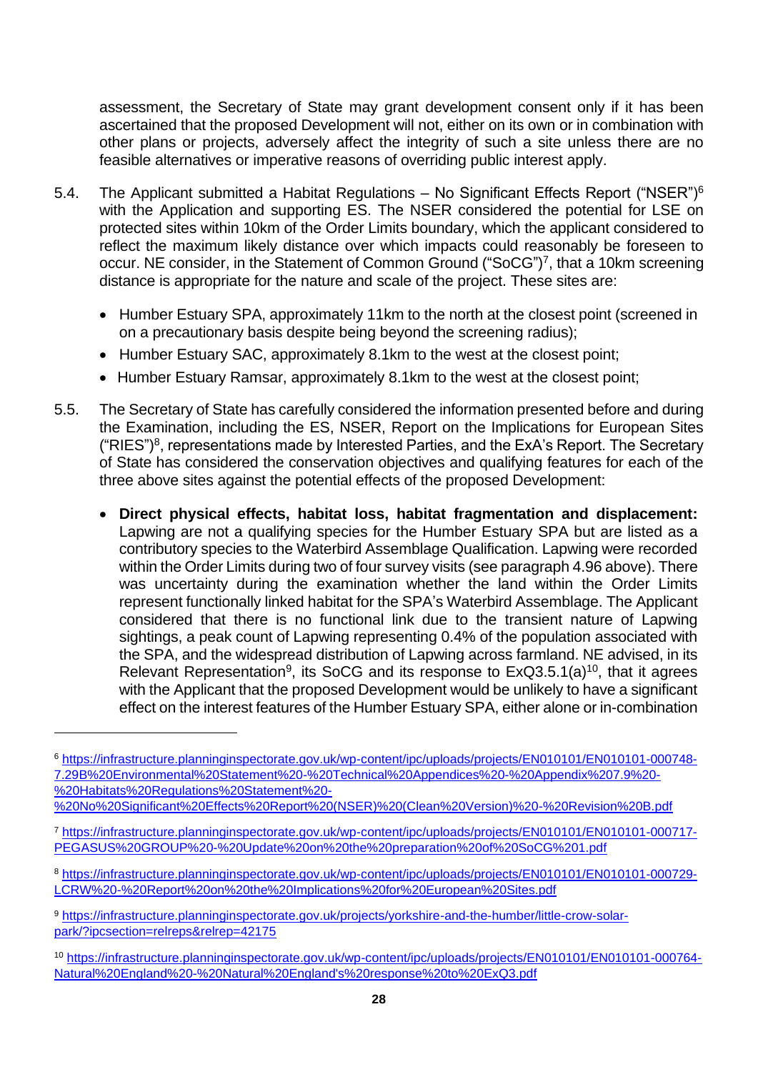assessment, the Secretary of State may grant development consent only if it has been ascertained that the proposed Development will not, either on its own or in combination with other plans or projects, adversely affect the integrity of such a site unless there are no feasible alternatives or imperative reasons of overriding public interest apply.

5.4. The Applicant submitted a Habitat Regulations – No Significant Effects Report ("NSER")[6] with the Application and supporting ES. The NSER considered the potential for LSE on protected sites within 10km of the Order Limits boundary, which the applicant considered to reflect the maximum likely distance over which impacts could reasonably be foreseen to occur. NE consider, in the Statement of Common Ground ("SoCG")[7], that a 10km screening distance is appropriate for the nature and scale of the project. These sites are:

- Humber Estuary SPA, approximately 11km to the north at the closest point (screened in on a precautionary basis despite being beyond the screening radius);
- Humber Estuary SAC, approximately 8.1km to the west at the closest point;
- Humber Estuary Ramsar, approximately 8.1km to the west at the closest point;

5.5. The Secretary of State has carefully considered the information presented before and during the Examination, including the ES, NSER, Report on the Implications for European Sites ("RIES")[8], representations made by Interested Parties, and the ExA's Report. The Secretary of State has considered the conservation objectives and qualifying features for each of the three above sites against the potential effects of the proposed Development:

- **Direct physical effects, habitat loss, habitat fragmentation and displacement:** Lapwing are not a qualifying species for the Humber Estuary SPA but are listed as a contributory species to the Waterbird Assemblage Qualification. Lapwing were recorded within the Order Limits during two of four survey visits (see paragraph 4.96 above). There was uncertainty during the examination whether the land within the Order Limits represent functionally linked habitat for the SPA's Waterbird Assemblage. The Applicant considered that there is no functional link due to the transient nature of Lapwing sightings, a peak count of Lapwing representing 0.4% of the population associated with the SPA, and the widespread distribution of Lapwing across farmland. NE advised, in its Relevant Representation[9], its SoCG and its response to ExQ3.5.1(a)[10], that it agrees with the Applicant that the proposed Development would be unlikely to have a significant effect on the interest features of the Humber Estuary SPA, either alone or in-combination

---

[6] https://infrastructure.planninginspectorate.gov.uk/wp-content/ipc/uploads/projects/EN010101/EN010101-000748-7.29B%20Environmental%20Statement%20-%20Technical%20Appendices%20-%20Appendix%207.9%20-%20Habitats%20Regulations%20Statement%20-%20No%20Significant%20Effects%20Report%20(NSER)%20(Clean%20Version)%20-%20Revision%20B.pdf

[7] https://infrastructure.planninginspectorate.gov.uk/wp-content/ipc/uploads/projects/EN010101/EN010101-000717-PEGASUS%20GROUP%20-%20Update%20on%20the%20preparation%20of%20SoCG%201.pdf

[8] https://infrastructure.planninginspectorate.gov.uk/wp-content/ipc/uploads/projects/EN010101/EN010101-000729-LCRW%20-%20Report%20on%20the%20Implications%20for%20European%20Sites.pdf

[9] https://infrastructure.planninginspectorate.gov.uk/projects/yorkshire-and-the-humber/little-crow-solar-park/?ipcsection=relreps&relrep=42175

[10] https://infrastructure.planninginspectorate.gov.uk/wp-content/ipc/uploads/projects/EN010101/EN010101-000764-Natural%20England%20-%20Natural%20England's%20response%20to%20ExQ3.pdf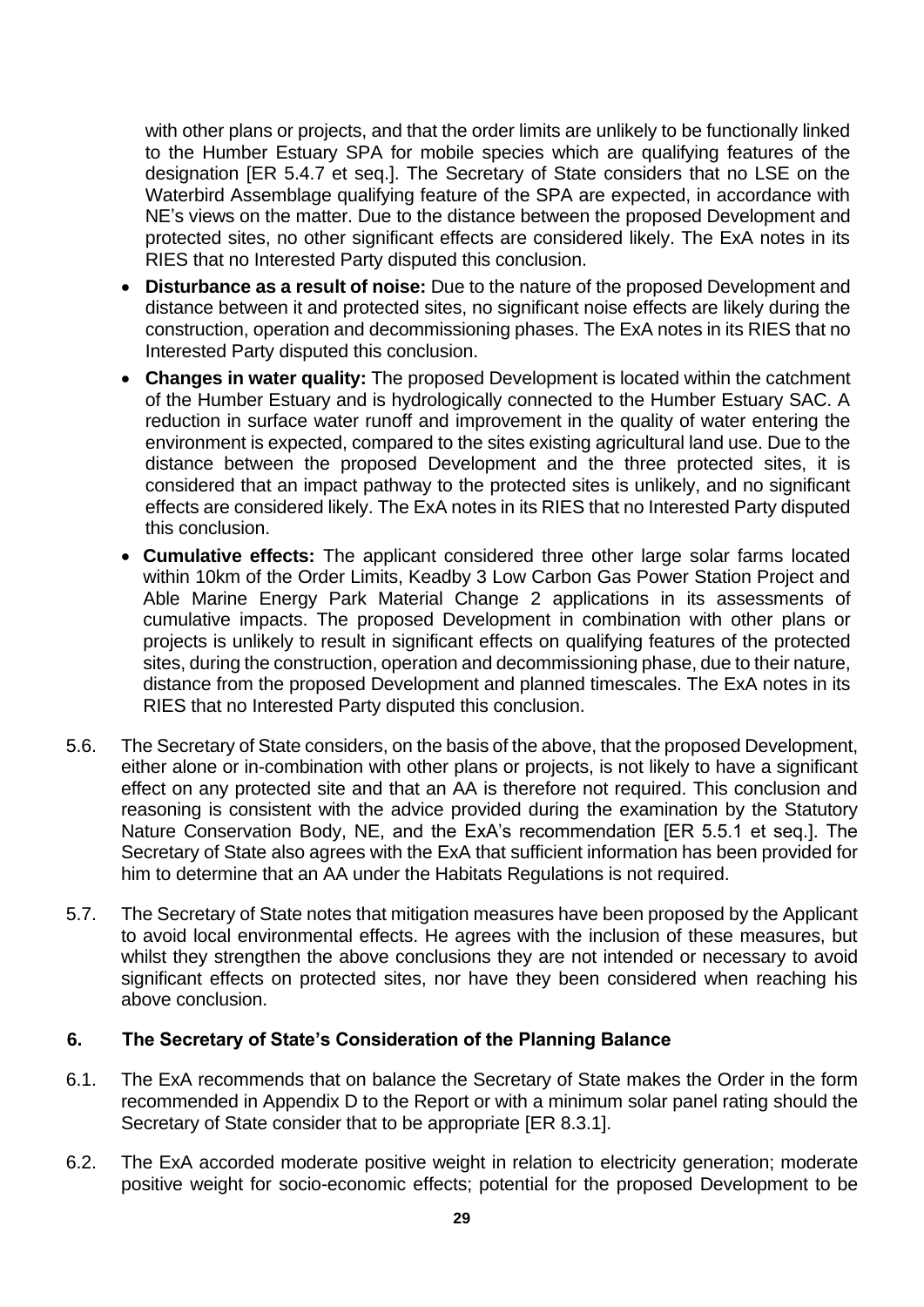with other plans or projects, and that the order limits are unlikely to be functionally linked to the Humber Estuary SPA for mobile species which are qualifying features of the designation [ER 5.4.7 et seq.]. The Secretary of State considers that no LSE on the Waterbird Assemblage qualifying feature of the SPA are expected, in accordance with NE's views on the matter. Due to the distance between the proposed Development and protected sites, no other significant effects are considered likely. The ExA notes in its RIES that no Interested Party disputed this conclusion.

- **Disturbance as a result of noise:** Due to the nature of the proposed Development and distance between it and protected sites, no significant noise effects are likely during the construction, operation and decommissioning phases. The ExA notes in its RIES that no Interested Party disputed this conclusion.
- **Changes in water quality:** The proposed Development is located within the catchment of the Humber Estuary and is hydrologically connected to the Humber Estuary SAC. A reduction in surface water runoff and improvement in the quality of water entering the environment is expected, compared to the sites existing agricultural land use. Due to the distance between the proposed Development and the three protected sites, it is considered that an impact pathway to the protected sites is unlikely, and no significant effects are considered likely. The ExA notes in its RIES that no Interested Party disputed this conclusion.
- **Cumulative effects:** The applicant considered three other large solar farms located within 10km of the Order Limits, Keadby 3 Low Carbon Gas Power Station Project and Able Marine Energy Park Material Change 2 applications in its assessments of cumulative impacts. The proposed Development in combination with other plans or projects is unlikely to result in significant effects on qualifying features of the protected sites, during the construction, operation and decommissioning phase, due to their nature, distance from the proposed Development and planned timescales. The ExA notes in its RIES that no Interested Party disputed this conclusion.

5.6. The Secretary of State considers, on the basis of the above, that the proposed Development, either alone or in-combination with other plans or projects, is not likely to have a significant effect on any protected site and that an AA is therefore not required. This conclusion and reasoning is consistent with the advice provided during the examination by the Statutory Nature Conservation Body, NE, and the ExA's recommendation [ER 5.5.1 et seq.]. The Secretary of State also agrees with the ExA that sufficient information has been provided for him to determine that an AA under the Habitats Regulations is not required.

5.7. The Secretary of State notes that mitigation measures have been proposed by the Applicant to avoid local environmental effects. He agrees with the inclusion of these measures, but whilst they strengthen the above conclusions they are not intended or necessary to avoid significant effects on protected sites, nor have they been considered when reaching his above conclusion.

## 6. The Secretary of State's Consideration of the Planning Balance

6.1. The ExA recommends that on balance the Secretary of State makes the Order in the form recommended in Appendix D to the Report or with a minimum solar panel rating should the Secretary of State consider that to be appropriate [ER 8.3.1].

6.2. The ExA accorded moderate positive weight in relation to electricity generation; moderate positive weight for socio-economic effects; potential for the proposed Development to be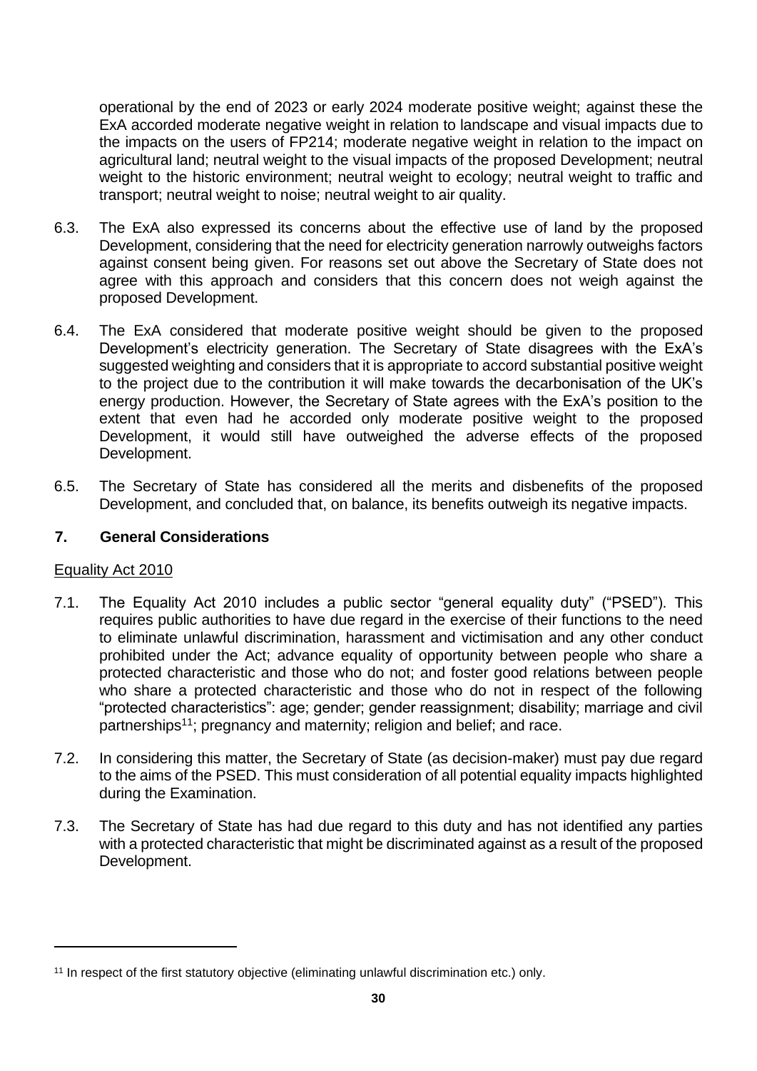operational by the end of 2023 or early 2024 moderate positive weight; against these the ExA accorded moderate negative weight in relation to landscape and visual impacts due to the impacts on the users of FP214; moderate negative weight in relation to the impact on agricultural land; neutral weight to the visual impacts of the proposed Development; neutral weight to the historic environment; neutral weight to ecology; neutral weight to traffic and transport; neutral weight to noise; neutral weight to air quality.

6.3. The ExA also expressed its concerns about the effective use of land by the proposed Development, considering that the need for electricity generation narrowly outweighs factors against consent being given. For reasons set out above the Secretary of State does not agree with this approach and considers that this concern does not weigh against the proposed Development.

6.4. The ExA considered that moderate positive weight should be given to the proposed Development's electricity generation. The Secretary of State disagrees with the ExA's suggested weighting and considers that it is appropriate to accord substantial positive weight to the project due to the contribution it will make towards the decarbonisation of the UK's energy production. However, the Secretary of State agrees with the ExA's position to the extent that even had he accorded only moderate positive weight to the proposed Development, it would still have outweighed the adverse effects of the proposed Development.

6.5. The Secretary of State has considered all the merits and disbenefits of the proposed Development, and concluded that, on balance, its benefits outweigh its negative impacts.

## 7. General Considerations

Equality Act 2010

7.1. The Equality Act 2010 includes a public sector "general equality duty" ("PSED"). This requires public authorities to have due regard in the exercise of their functions to the need to eliminate unlawful discrimination, harassment and victimisation and any other conduct prohibited under the Act; advance equality of opportunity between people who share a protected characteristic and those who do not; and foster good relations between people who share a protected characteristic and those who do not in respect of the following "protected characteristics": age; gender; gender reassignment; disability; marriage and civil partnerships[11]; pregnancy and maternity; religion and belief; and race.

7.2. In considering this matter, the Secretary of State (as decision-maker) must pay due regard to the aims of the PSED. This must consideration of all potential equality impacts highlighted during the Examination.

7.3. The Secretary of State has had due regard to this duty and has not identified any parties with a protected characteristic that might be discriminated against as a result of the proposed Development.

[11] In respect of the first statutory objective (eliminating unlawful discrimination etc.) only.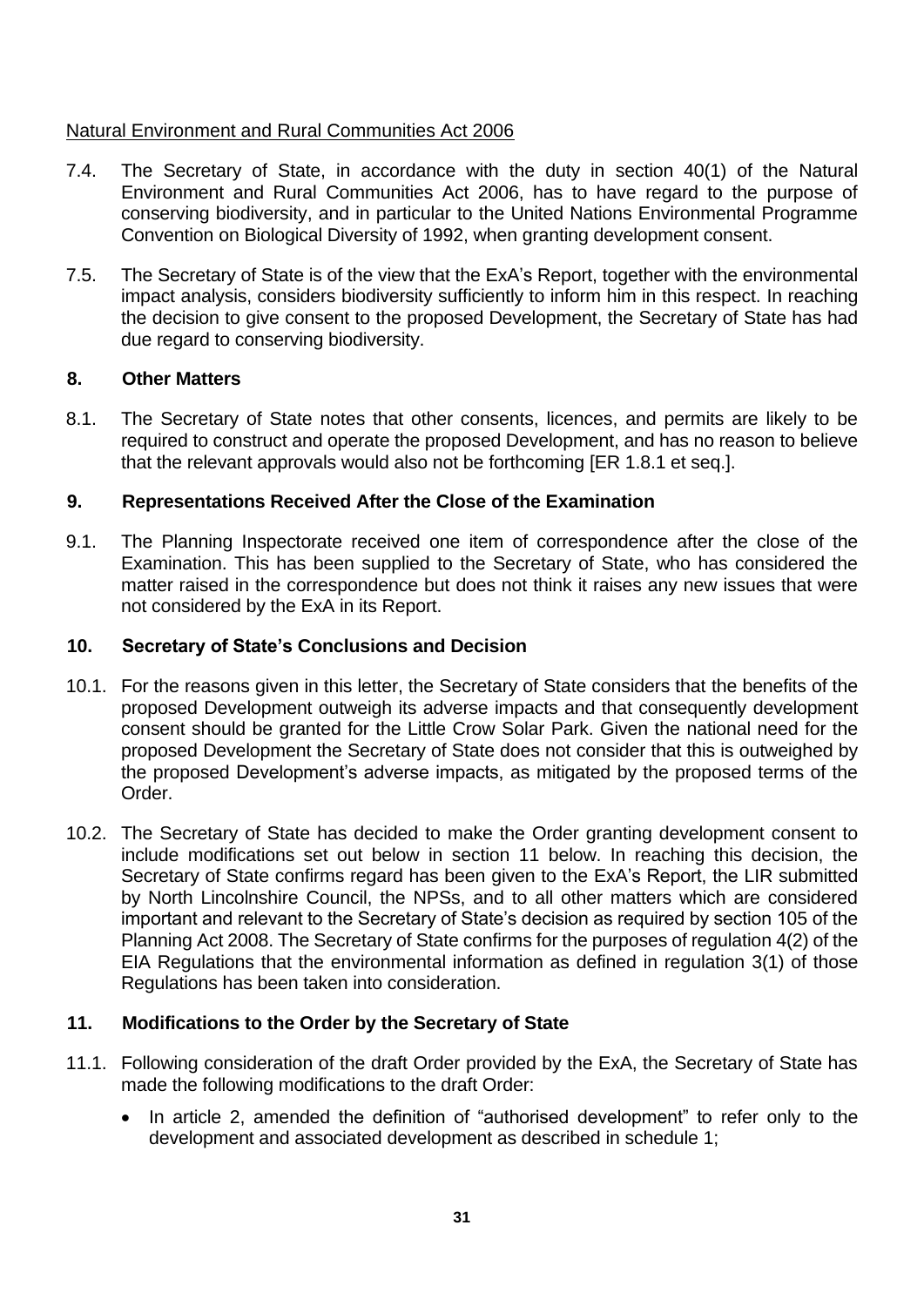Natural Environment and Rural Communities Act 2006

7.4. The Secretary of State, in accordance with the duty in section 40(1) of the Natural Environment and Rural Communities Act 2006, has to have regard to the purpose of conserving biodiversity, and in particular to the United Nations Environmental Programme Convention on Biological Diversity of 1992, when granting development consent.

7.5. The Secretary of State is of the view that the ExA's Report, together with the environmental impact analysis, considers biodiversity sufficiently to inform him in this respect. In reaching the decision to give consent to the proposed Development, the Secretary of State has had due regard to conserving biodiversity.

## 8. Other Matters

8.1. The Secretary of State notes that other consents, licences, and permits are likely to be required to construct and operate the proposed Development, and has no reason to believe that the relevant approvals would also not be forthcoming [ER 1.8.1 et seq.].

## 9. Representations Received After the Close of the Examination

9.1. The Planning Inspectorate received one item of correspondence after the close of the Examination. This has been supplied to the Secretary of State, who has considered the matter raised in the correspondence but does not think it raises any new issues that were not considered by the ExA in its Report.

## 10. Secretary of State's Conclusions and Decision

10.1. For the reasons given in this letter, the Secretary of State considers that the benefits of the proposed Development outweigh its adverse impacts and that consequently development consent should be granted for the Little Crow Solar Park. Given the national need for the proposed Development the Secretary of State does not consider that this is outweighed by the proposed Development's adverse impacts, as mitigated by the proposed terms of the Order.

10.2. The Secretary of State has decided to make the Order granting development consent to include modifications set out below in section 11 below. In reaching this decision, the Secretary of State confirms regard has been given to the ExA's Report, the LIR submitted by North Lincolnshire Council, the NPSs, and to all other matters which are considered important and relevant to the Secretary of State's decision as required by section 105 of the Planning Act 2008. The Secretary of State confirms for the purposes of regulation 4(2) of the EIA Regulations that the environmental information as defined in regulation 3(1) of those Regulations has been taken into consideration.

## 11. Modifications to the Order by the Secretary of State

11.1. Following consideration of the draft Order provided by the ExA, the Secretary of State has made the following modifications to the draft Order:

- In article 2, amended the definition of "authorised development" to refer only to the development and associated development as described in schedule 1;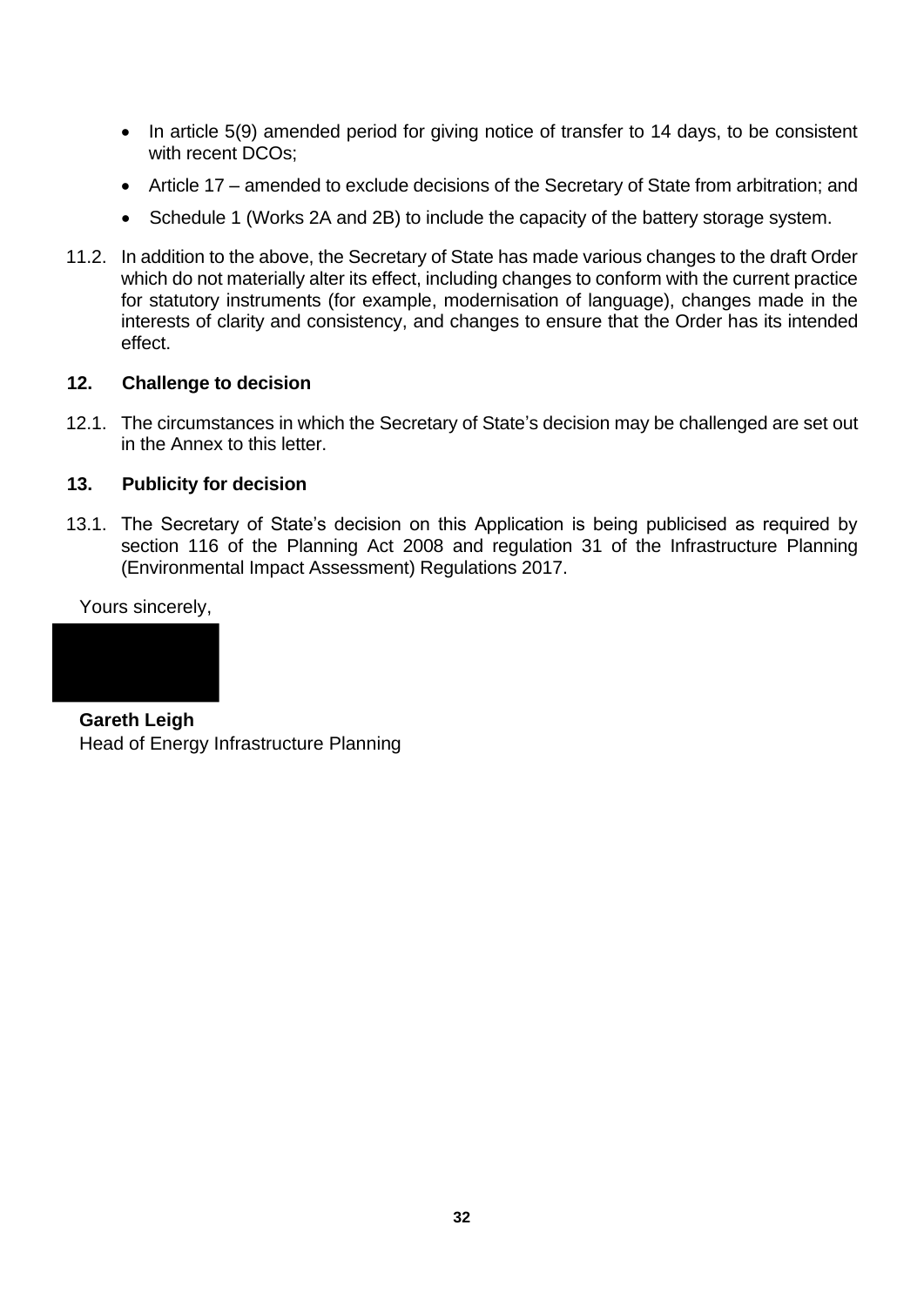- In article 5(9) amended period for giving notice of transfer to 14 days, to be consistent with recent DCOs;
- Article 17 – amended to exclude decisions of the Secretary of State from arbitration; and
- Schedule 1 (Works 2A and 2B) to include the capacity of the battery storage system.

11.2. In addition to the above, the Secretary of State has made various changes to the draft Order which do not materially alter its effect, including changes to conform with the current practice for statutory instruments (for example, modernisation of language), changes made in the interests of clarity and consistency, and changes to ensure that the Order has its intended effect.

**12. Challenge to decision**

12.1. The circumstances in which the Secretary of State's decision may be challenged are set out in the Annex to this letter.

**13. Publicity for decision**

13.1. The Secretary of State's decision on this Application is being publicised as required by section 116 of the Planning Act 2008 and regulation 31 of the Infrastructure Planning (Environmental Impact Assessment) Regulations 2017.

Yours sincerely,

**Gareth Leigh**
Head of Energy Infrastructure Planning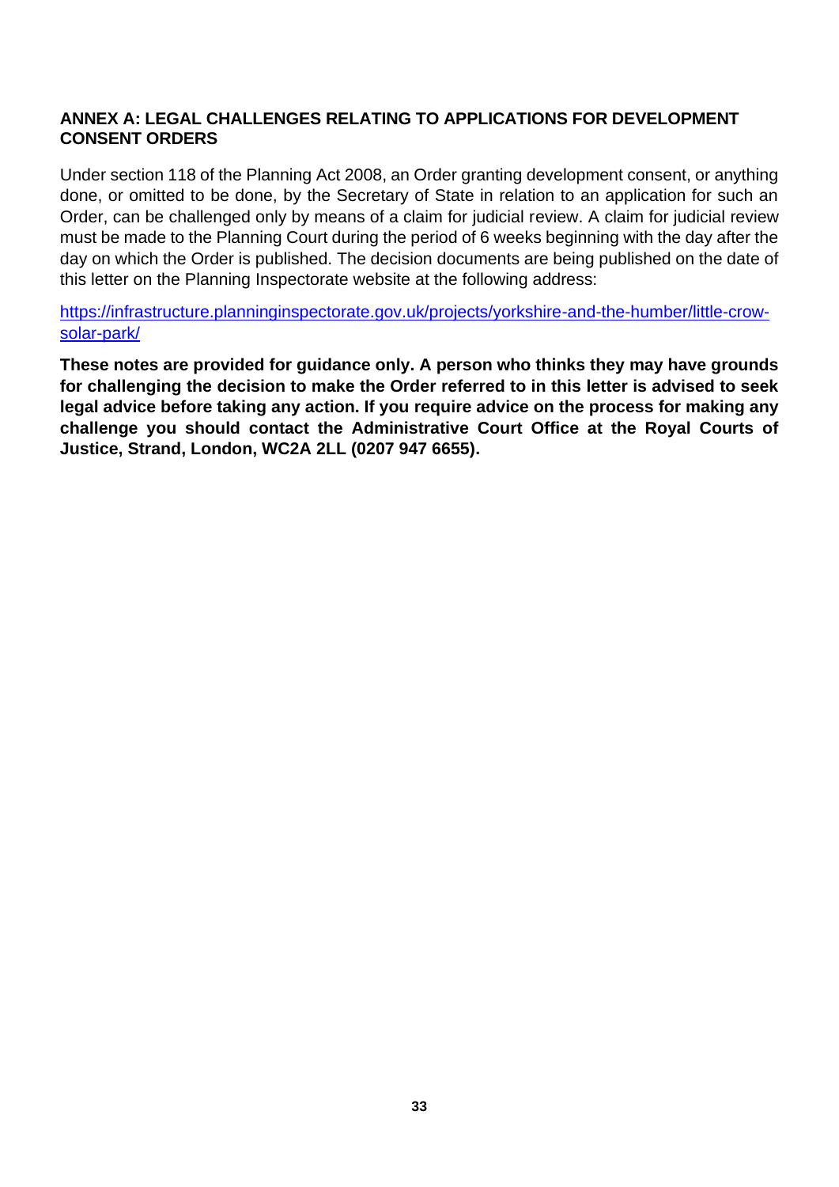## ANNEX A: LEGAL CHALLENGES RELATING TO APPLICATIONS FOR DEVELOPMENT CONSENT ORDERS

Under section 118 of the Planning Act 2008, an Order granting development consent, or anything done, or omitted to be done, by the Secretary of State in relation to an application for such an Order, can be challenged only by means of a claim for judicial review. A claim for judicial review must be made to the Planning Court during the period of 6 weeks beginning with the day after the day on which the Order is published. The decision documents are being published on the date of this letter on the Planning Inspectorate website at the following address:

[https://infrastructure.planninginspectorate.gov.uk/projects/yorkshire-and-the-humber/little-crow-solar-park/](https://infrastructure.planninginspectorate.gov.uk/projects/yorkshire-and-the-humber/little-crow-solar-park/)

**These notes are provided for guidance only. A person who thinks they may have grounds for challenging the decision to make the Order referred to in this letter is advised to seek legal advice before taking any action. If you require advice on the process for making any challenge you should contact the Administrative Court Office at the Royal Courts of Justice, Strand, London, WC2A 2LL (0207 947 6655).**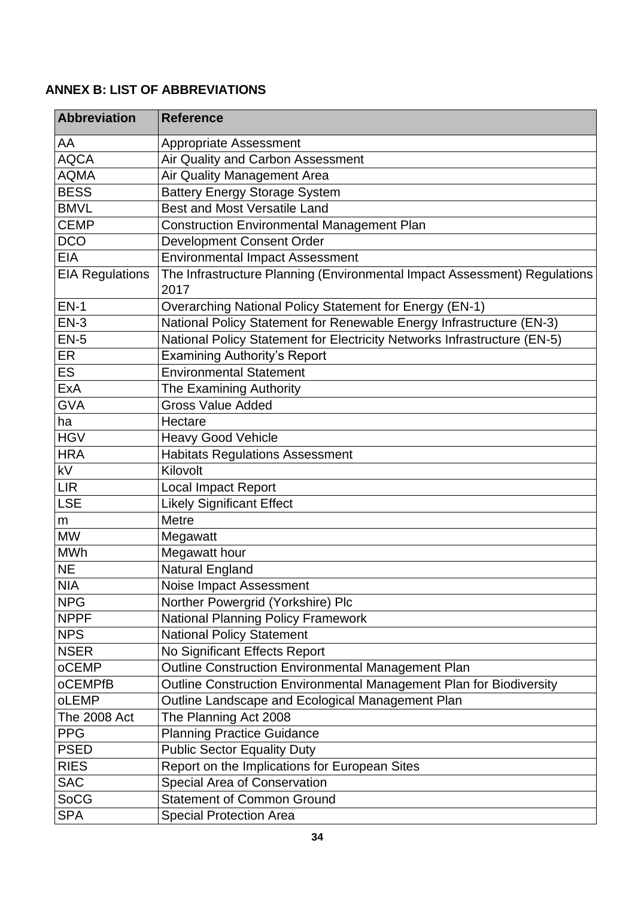**ANNEX B: LIST OF ABBREVIATIONS**

| Abbreviation | Reference |
|---|---|
| AA | Appropriate Assessment |
| AQCA | Air Quality and Carbon Assessment |
| AQMA | Air Quality Management Area |
| BESS | Battery Energy Storage System |
| BMVL | Best and Most Versatile Land |
| CEMP | Construction Environmental Management Plan |
| DCO | Development Consent Order |
| EIA | Environmental Impact Assessment |
| EIA Regulations | The Infrastructure Planning (Environmental Impact Assessment) Regulations 2017 |
| EN-1 | Overarching National Policy Statement for Energy (EN-1) |
| EN-3 | National Policy Statement for Renewable Energy Infrastructure (EN-3) |
| EN-5 | National Policy Statement for Electricity Networks Infrastructure (EN-5) |
| ER | Examining Authority's Report |
| ES | Environmental Statement |
| ExA | The Examining Authority |
| GVA | Gross Value Added |
| ha | Hectare |
| HGV | Heavy Good Vehicle |
| HRA | Habitats Regulations Assessment |
| kV | Kilovolt |
| LIR | Local Impact Report |
| LSE | Likely Significant Effect |
| m | Metre |
| MW | Megawatt |
| MWh | Megawatt hour |
| NE | Natural England |
| NIA | Noise Impact Assessment |
| NPG | Norther Powergrid (Yorkshire) Plc |
| NPPF | National Planning Policy Framework |
| NPS | National Policy Statement |
| NSER | No Significant Effects Report |
| oCEMP | Outline Construction Environmental Management Plan |
| oCEMPfB | Outline Construction Environmental Management Plan for Biodiversity |
| oLEMP | Outline Landscape and Ecological Management Plan |
| The 2008 Act | The Planning Act 2008 |
| PPG | Planning Practice Guidance |
| PSED | Public Sector Equality Duty |
| RIES | Report on the Implications for European Sites |
| SAC | Special Area of Conservation |
| SoCG | Statement of Common Ground |
| SPA | Special Protection Area |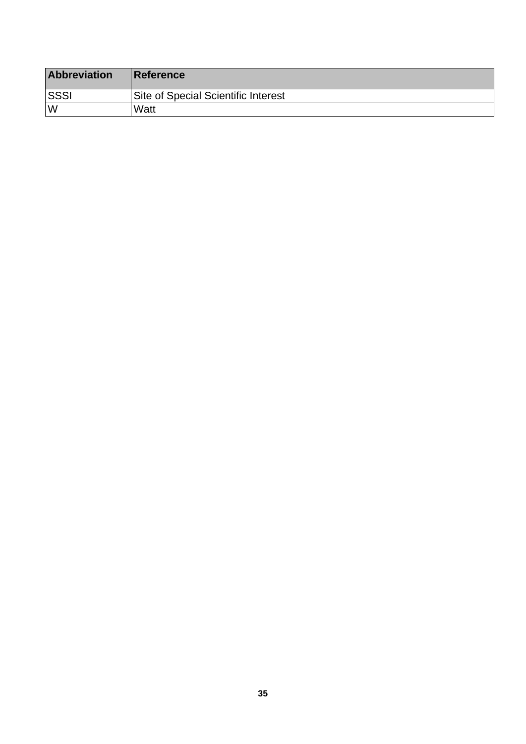| Abbreviation | Reference |
| --- | --- |
| SSSI | Site of Special Scientific Interest |
| W | Watt |